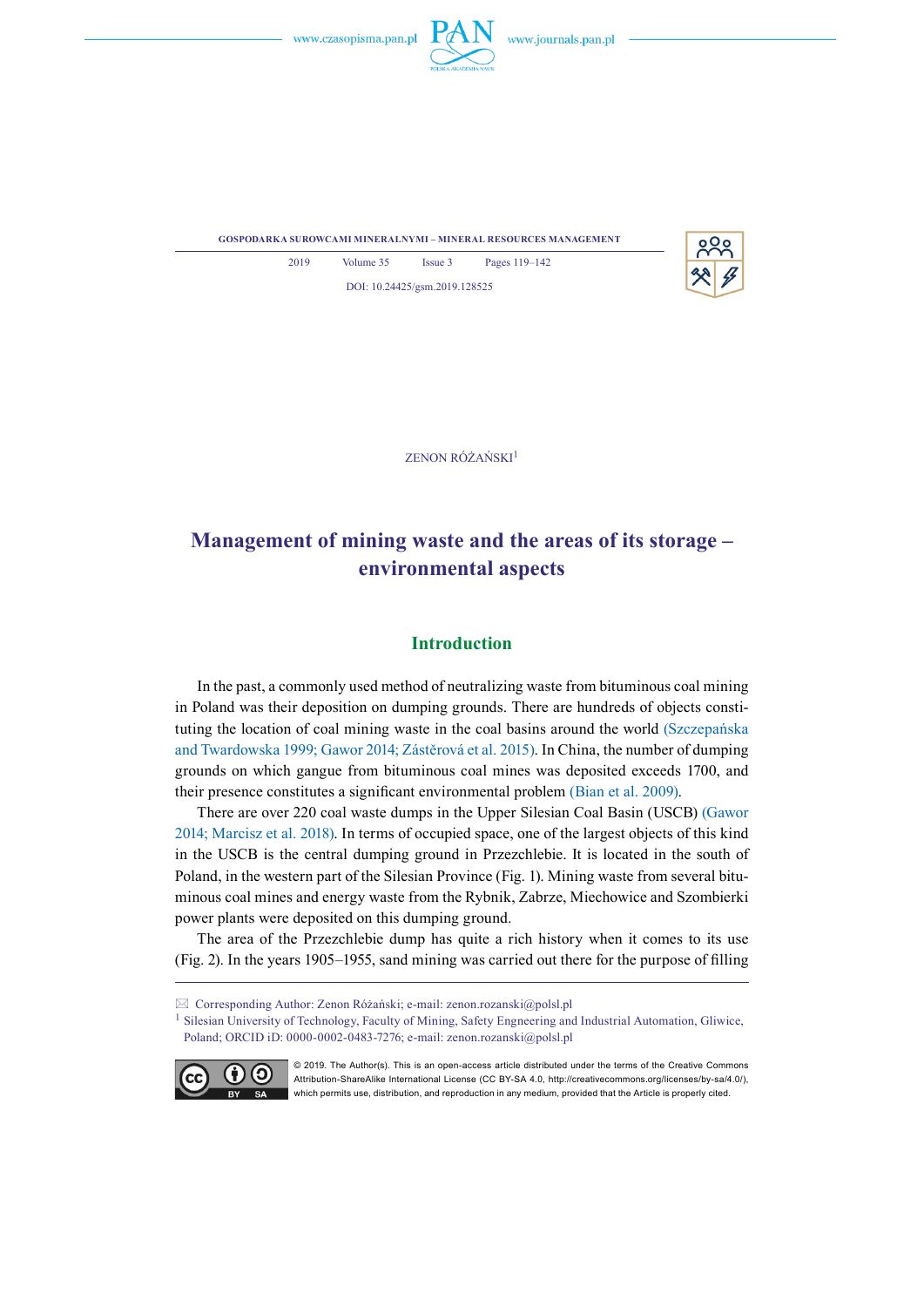ZENON RÓŻAŃSKI[1]

# Management of mining waste and the areas of its storage – environmental aspects

## Introduction

In the past, a commonly used method of neutralizing waste from bituminous coal mining in Poland was their deposition on dumping grounds. There are hundreds of objects constituting the location of coal mining waste in the coal basins around the world (Szczepańska and Twardowska 1999; Gawor 2014; Zástěrová et al. 2015). In China, the number of dumping grounds on which gangue from bituminous coal mines was deposited exceeds 1700, and their presence constitutes a significant environmental problem (Bian et al. 2009).

There are over 220 coal waste dumps in the Upper Silesian Coal Basin (USCB) (Gawor 2014; Marcisz et al. 2018). In terms of occupied space, one of the largest objects of this kind in the USCB is the central dumping ground in Przezchlebie. It is located in the south of Poland, in the western part of the Silesian Province (Fig. 1). Mining waste from several bituminous coal mines and energy waste from the Rybnik, Zabrze, Miechowice and Szombierki power plants were deposited on this dumping ground.

The area of the Przezchlebie dump has quite a rich history when it comes to its use (Fig. 2). In the years 1905–1955, sand mining was carried out there for the purpose of filling

---

✉ Corresponding Author: Zenon Różański; e-mail: zenon.rozanski@polsl.pl

[1] Silesian University of Technology, Faculty of Mining, Safety Engneering and Industrial Automation, Gliwice, Poland; ORCID iD: 0000-0002-0483-7276; e-mail: zenon.rozanski@polsl.pl

© 2019. The Author(s). This is an open-access article distributed under the terms of the Creative Commons Attribution-ShareAlike International License (CC BY-SA 4.0, http://creativecommons.org/licenses/by-sa/4.0/), which permits use, distribution, and reproduction in any medium, provided that the Article is properly cited.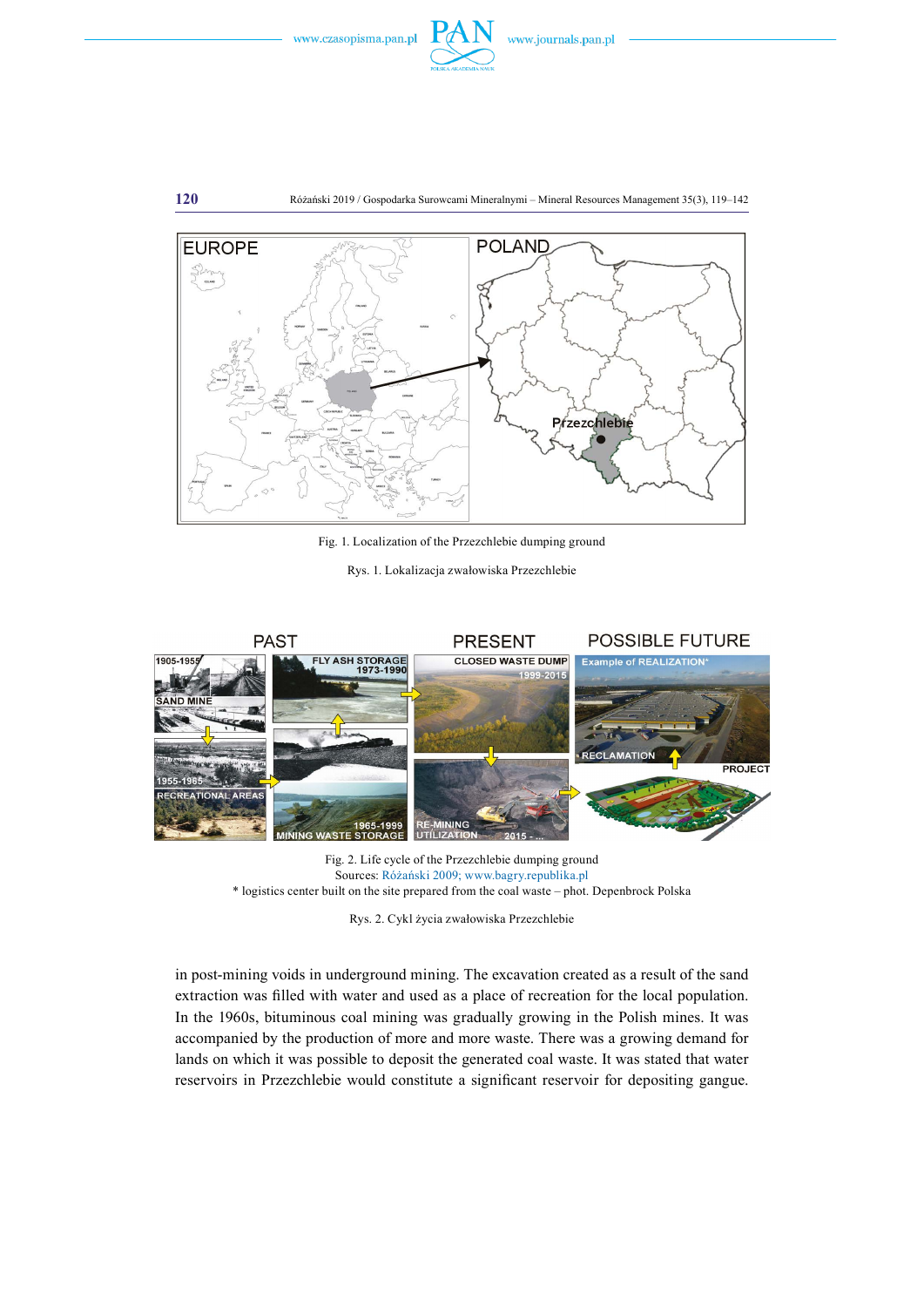Fig. 1. Localization of the Przezchlebie dumping ground

Rys. 1. Lokalizacja zwałowiska Przezchlebie

Fig. 2. Life cycle of the Przezchlebie dumping ground
Sources: Różański 2009; www.bagry.republika.pl
* logistics center built on the site prepared from the coal waste – phot. Depenbrock Polska

Rys. 2. Cykl życia zwałowiska Przezchlebie

in post-mining voids in underground mining. The excavation created as a result of the sand extraction was filled with water and used as a place of recreation for the local population. In the 1960s, bituminous coal mining was gradually growing in the Polish mines. It was accompanied by the production of more and more waste. There was a growing demand for lands on which it was possible to deposit the generated coal waste. It was stated that water reservoirs in Przezchlebie would constitute a significant reservoir for depositing gangue.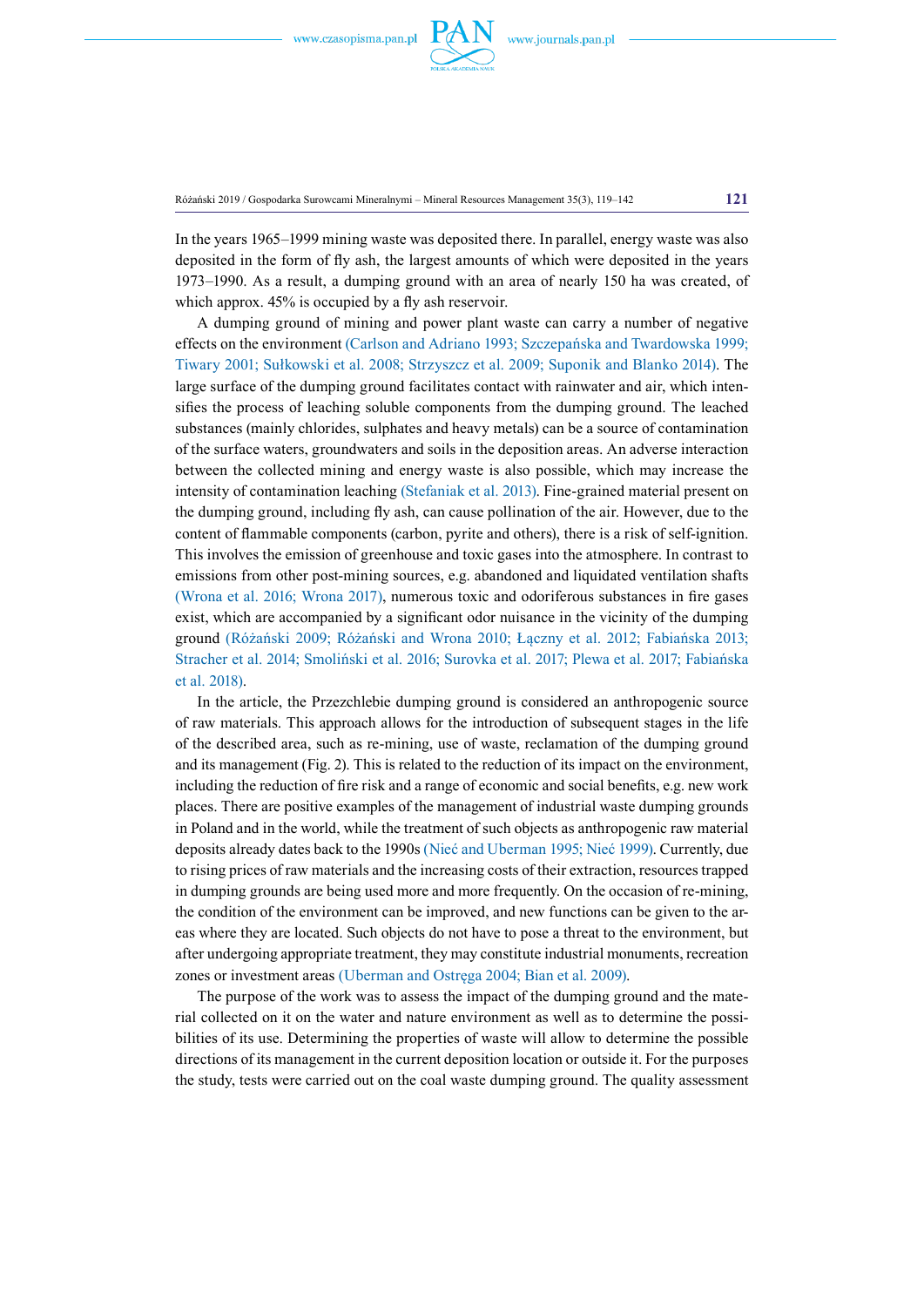In the years 1965–1999 mining waste was deposited there. In parallel, energy waste was also deposited in the form of fly ash, the largest amounts of which were deposited in the years 1973–1990. As a result, a dumping ground with an area of nearly 150 ha was created, of which approx. 45% is occupied by a fly ash reservoir.

A dumping ground of mining and power plant waste can carry a number of negative effects on the environment (Carlson and Adriano 1993; Szczepańska and Twardowska 1999; Tiwary 2001; Sułkowski et al. 2008; Strzyszcz et al. 2009; Suponik and Blanko 2014). The large surface of the dumping ground facilitates contact with rainwater and air, which intensifies the process of leaching soluble components from the dumping ground. The leached substances (mainly chlorides, sulphates and heavy metals) can be a source of contamination of the surface waters, groundwaters and soils in the deposition areas. An adverse interaction between the collected mining and energy waste is also possible, which may increase the intensity of contamination leaching (Stefaniak et al. 2013). Fine-grained material present on the dumping ground, including fly ash, can cause pollination of the air. However, due to the content of flammable components (carbon, pyrite and others), there is a risk of self-ignition. This involves the emission of greenhouse and toxic gases into the atmosphere. In contrast to emissions from other post-mining sources, e.g. abandoned and liquidated ventilation shafts (Wrona et al. 2016; Wrona 2017), numerous toxic and odoriferous substances in fire gases exist, which are accompanied by a significant odor nuisance in the vicinity of the dumping ground (Różański 2009; Różański and Wrona 2010; Łączny et al. 2012; Fabiańska 2013; Stracher et al. 2014; Smoliński et al. 2016; Surovka et al. 2017; Plewa et al. 2017; Fabiańska et al. 2018).

In the article, the Przezchlebie dumping ground is considered an anthropogenic source of raw materials. This approach allows for the introduction of subsequent stages in the life of the described area, such as re-mining, use of waste, reclamation of the dumping ground and its management (Fig. 2). This is related to the reduction of its impact on the environment, including the reduction of fire risk and a range of economic and social benefits, e.g. new work places. There are positive examples of the management of industrial waste dumping grounds in Poland and in the world, while the treatment of such objects as anthropogenic raw material deposits already dates back to the 1990s (Nieć and Uberman 1995; Nieć 1999). Currently, due to rising prices of raw materials and the increasing costs of their extraction, resources trapped in dumping grounds are being used more and more frequently. On the occasion of re-mining, the condition of the environment can be improved, and new functions can be given to the areas where they are located. Such objects do not have to pose a threat to the environment, but after undergoing appropriate treatment, they may constitute industrial monuments, recreation zones or investment areas (Uberman and Ostręga 2004; Bian et al. 2009).

The purpose of the work was to assess the impact of the dumping ground and the material collected on it on the water and nature environment as well as to determine the possibilities of its use. Determining the properties of waste will allow to determine the possible directions of its management in the current deposition location or outside it. For the purposes the study, tests were carried out on the coal waste dumping ground. The quality assessment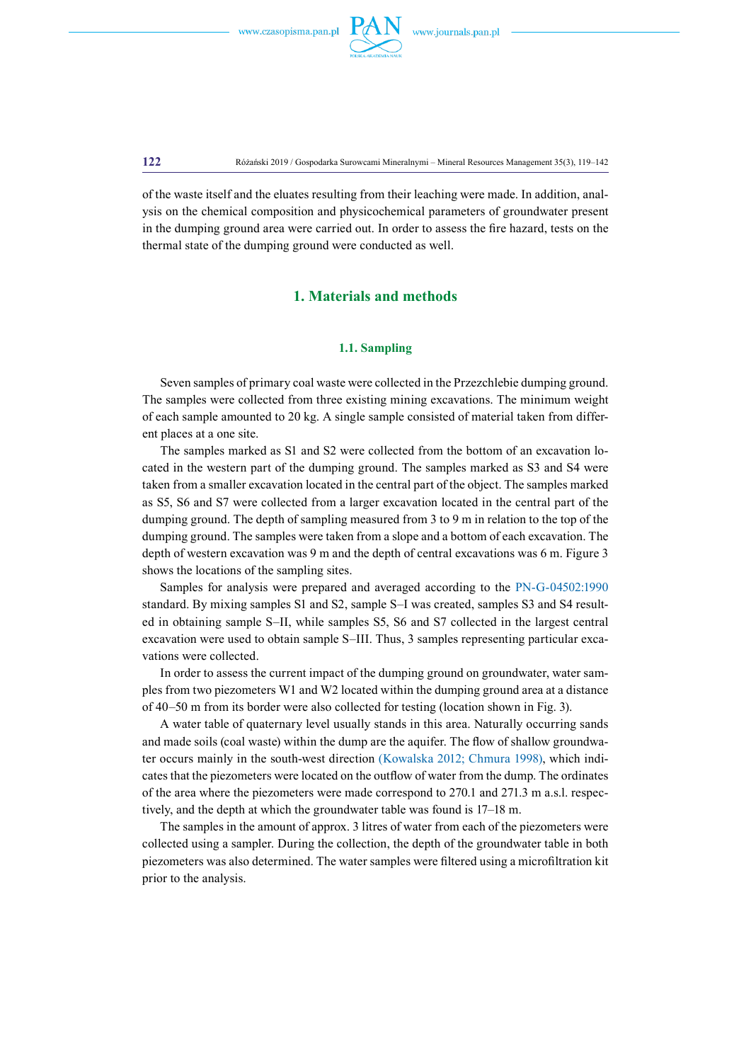of the waste itself and the eluates resulting from their leaching were made. In addition, analysis on the chemical composition and physicochemical parameters of groundwater present in the dumping ground area were carried out. In order to assess the fire hazard, tests on the thermal state of the dumping ground were conducted as well.

# 1. Materials and methods

## 1.1. Sampling

Seven samples of primary coal waste were collected in the Przezchlebie dumping ground. The samples were collected from three existing mining excavations. The minimum weight of each sample amounted to 20 kg. A single sample consisted of material taken from different places at a one site.

The samples marked as S1 and S2 were collected from the bottom of an excavation located in the western part of the dumping ground. The samples marked as S3 and S4 were taken from a smaller excavation located in the central part of the object. The samples marked as S5, S6 and S7 were collected from a larger excavation located in the central part of the dumping ground. The depth of sampling measured from 3 to 9 m in relation to the top of the dumping ground. The samples were taken from a slope and a bottom of each excavation. The depth of western excavation was 9 m and the depth of central excavations was 6 m. Figure 3 shows the locations of the sampling sites.

Samples for analysis were prepared and averaged according to the PN-G-04502:1990 standard. By mixing samples S1 and S2, sample S–I was created, samples S3 and S4 resulted in obtaining sample S–II, while samples S5, S6 and S7 collected in the largest central excavation were used to obtain sample S–III. Thus, 3 samples representing particular excavations were collected.

In order to assess the current impact of the dumping ground on groundwater, water samples from two piezometers W1 and W2 located within the dumping ground area at a distance of 40–50 m from its border were also collected for testing (location shown in Fig. 3).

A water table of quaternary level usually stands in this area. Naturally occurring sands and made soils (coal waste) within the dump are the aquifer. The flow of shallow groundwater occurs mainly in the south-west direction (Kowalska 2012; Chmura 1998), which indicates that the piezometers were located on the outflow of water from the dump. The ordinates of the area where the piezometers were made correspond to 270.1 and 271.3 m a.s.l. respectively, and the depth at which the groundwater table was found is 17–18 m.

The samples in the amount of approx. 3 litres of water from each of the piezometers were collected using a sampler. During the collection, the depth of the groundwater table in both piezometers was also determined. The water samples were filtered using a microfiltration kit prior to the analysis.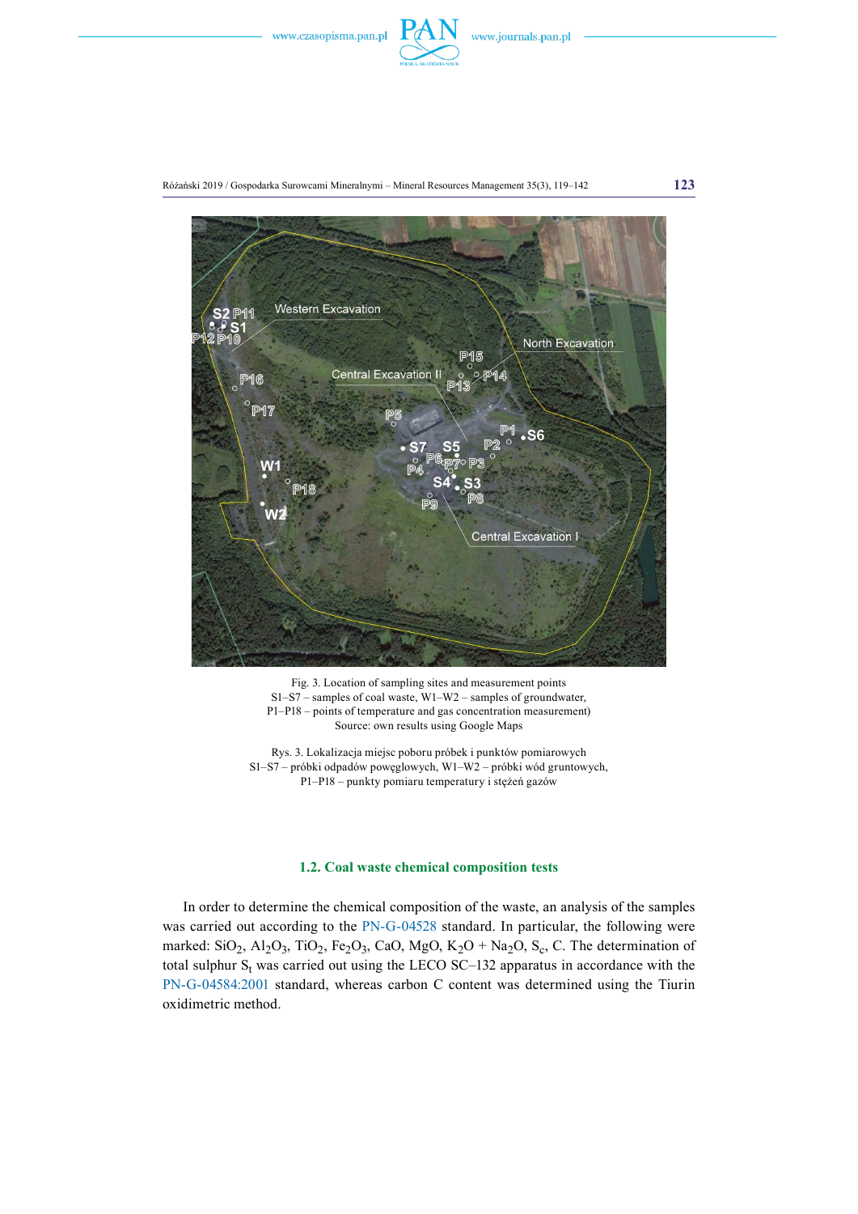Fig. 3. Location of sampling sites and measurement points
S1–S7 – samples of coal waste, W1–W2 – samples of groundwater,
P1–P18 – points of temperature and gas concentration measurement)
Source: own results using Google Maps

Rys. 3. Lokalizacja miejsc poboru próbek i punktów pomiarowych
S1–S7 – próbki odpadów powęglowych, W1–W2 – próbki wód gruntowych,
P1–P18 – punkty pomiaru temperatury i stężeń gazów

### 1.2. Coal waste chemical composition tests

In order to determine the chemical composition of the waste, an analysis of the samples was carried out according to the PN-G-04528 standard. In particular, the following were marked: $SiO_2$, $Al_2O_3$, $TiO_2$, $Fe_2O_3$, CaO, MgO, $K_2O$ + $Na_2O$, $S_c$, C. The determination of total sulphur $S_t$ was carried out using the LECO SC–132 apparatus in accordance with the PN-G-04584:2001 standard, whereas carbon C content was determined using the Tiurin oxidimetric method.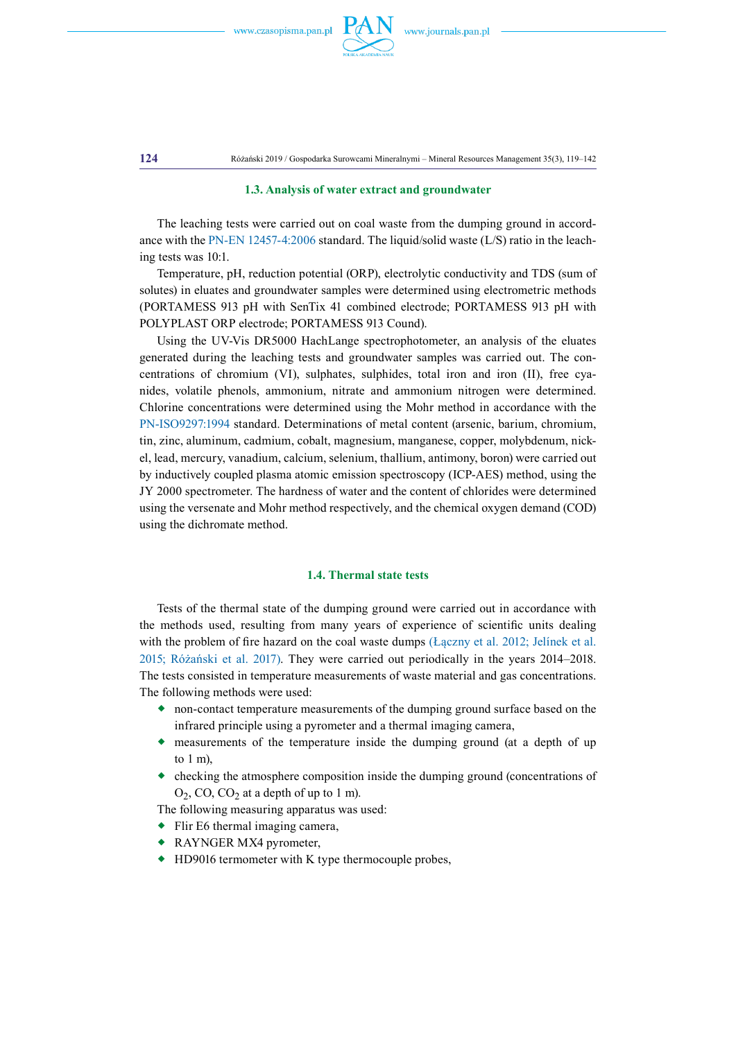### 1.3. Analysis of water extract and groundwater

The leaching tests were carried out on coal waste from the dumping ground in accordance with the PN-EN 12457-4:2006 standard. The liquid/solid waste (L/S) ratio in the leaching tests was 10:1.

Temperature, pH, reduction potential (ORP), electrolytic conductivity and TDS (sum of solutes) in eluates and groundwater samples were determined using electrometric methods (PORTAMESS 913 pH with SenTix 41 combined electrode; PORTAMESS 913 pH with POLYPLAST ORP electrode; PORTAMESS 913 Cound).

Using the UV-Vis DR5000 HachLange spectrophotometer, an analysis of the eluates generated during the leaching tests and groundwater samples was carried out. The concentrations of chromium (VI), sulphates, sulphides, total iron and iron (II), free cyanides, volatile phenols, ammonium, nitrate and ammonium nitrogen were determined. Chlorine concentrations were determined using the Mohr method in accordance with the PN-ISO9297:1994 standard. Determinations of metal content (arsenic, barium, chromium, tin, zinc, aluminum, cadmium, cobalt, magnesium, manganese, copper, molybdenum, nickel, lead, mercury, vanadium, calcium, selenium, thallium, antimony, boron) were carried out by inductively coupled plasma atomic emission spectroscopy (ICP-AES) method, using the JY 2000 spectrometer. The hardness of water and the content of chlorides were determined using the versenate and Mohr method respectively, and the chemical oxygen demand (COD) using the dichromate method.

### 1.4. Thermal state tests

Tests of the thermal state of the dumping ground were carried out in accordance with the methods used, resulting from many years of experience of scientific units dealing with the problem of fire hazard on the coal waste dumps (Łączny et al. 2012; Jelínek et al. 2015; Różański et al. 2017). They were carried out periodically in the years 2014–2018. The tests consisted in temperature measurements of waste material and gas concentrations. The following methods were used:

- non-contact temperature measurements of the dumping ground surface based on the infrared principle using a pyrometer and a thermal imaging camera,
- measurements of the temperature inside the dumping ground (at a depth of up to 1 m),
- checking the atmosphere composition inside the dumping ground (concentrations of $O_2$, CO, $CO_2$ at a depth of up to 1 m).

The following measuring apparatus was used:

- Flir E6 thermal imaging camera,
- RAYNGER MX4 pyrometer,
- HD9016 termometer with K type thermocouple probes,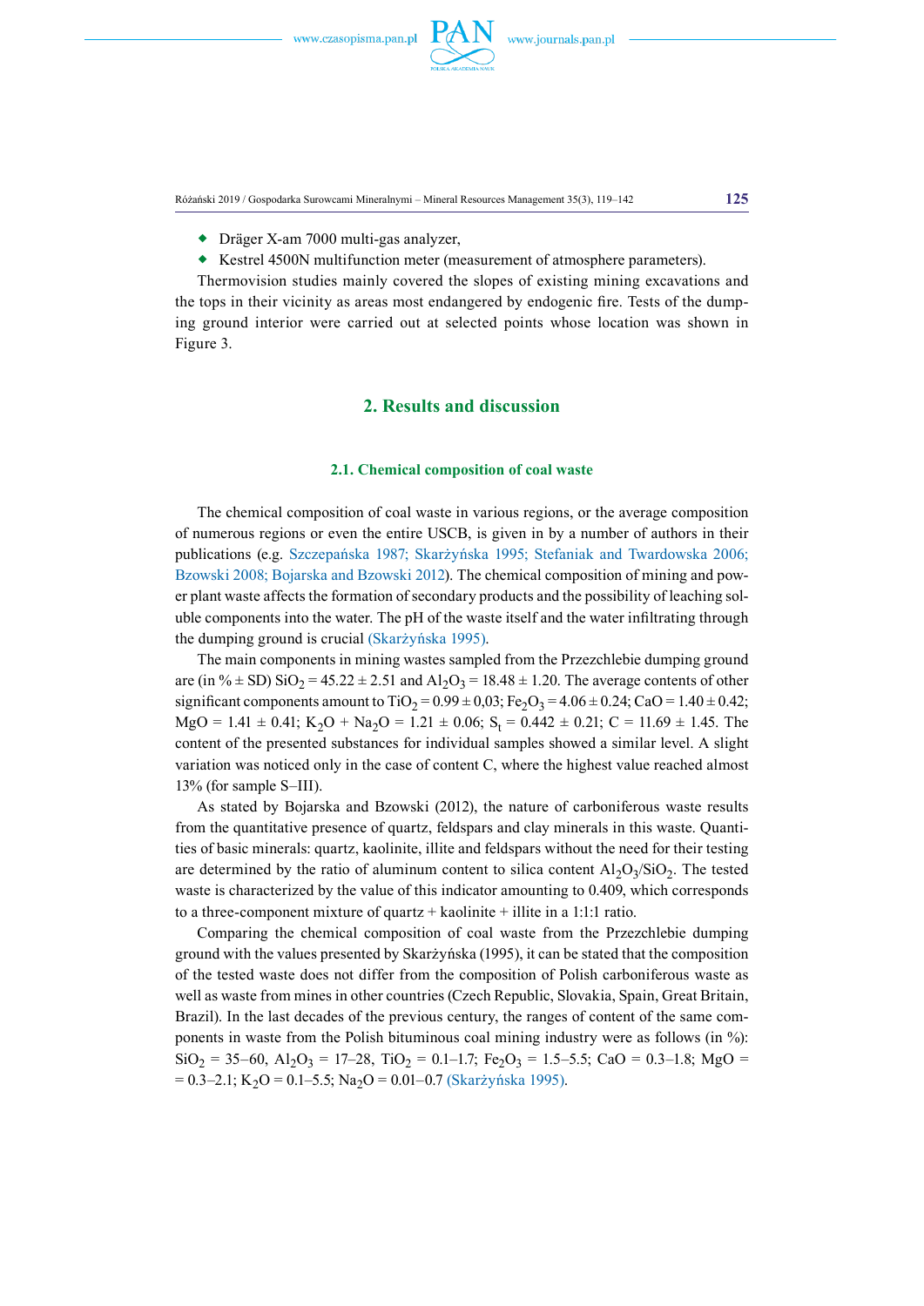- Dräger X-am 7000 multi-gas analyzer,
- Kestrel 4500N multifunction meter (measurement of atmosphere parameters).

Thermovision studies mainly covered the slopes of existing mining excavations and the tops in their vicinity as areas most endangered by endogenic fire. Tests of the dumping ground interior were carried out at selected points whose location was shown in Figure 3.

## 2. Results and discussion

### 2.1. Chemical composition of coal waste

The chemical composition of coal waste in various regions, or the average composition of numerous regions or even the entire USCB, is given in by a number of authors in their publications (e.g. Szczepańska 1987; Skarżyńska 1995; Stefaniak and Twardowska 2006; Bzowski 2008; Bojarska and Bzowski 2012). The chemical composition of mining and power plant waste affects the formation of secondary products and the possibility of leaching soluble components into the water. The pH of the waste itself and the water infiltrating through the dumping ground is crucial (Skarżyńska 1995).

The main components in mining wastes sampled from the Przezchlebie dumping ground are (in % ± SD) $SiO_2$ = 45.22 ± 2.51 and $Al_2O_3$ = 18.48 ± 1.20. The average contents of other significant components amount to $TiO_2$ = 0.99 ± 0,03; $Fe_2O_3$ = 4.06 ± 0.24; CaO = 1.40 ± 0.42; MgO = 1.41 ± 0.41; $K_2O$ + $Na_2O$ = 1.21 ± 0.06; $S_t$ = 0.442 ± 0.21; C = 11.69 ± 1.45. The content of the presented substances for individual samples showed a similar level. A slight variation was noticed only in the case of content C, where the highest value reached almost 13% (for sample S–III).

As stated by Bojarska and Bzowski (2012), the nature of carboniferous waste results from the quantitative presence of quartz, feldspars and clay minerals in this waste. Quantities of basic minerals: quartz, kaolinite, illite and feldspars without the need for their testing are determined by the ratio of aluminum content to silica content $Al_2O_3/SiO_2$. The tested waste is characterized by the value of this indicator amounting to 0.409, which corresponds to a three-component mixture of quartz + kaolinite + illite in a 1:1:1 ratio.

Comparing the chemical composition of coal waste from the Przezchlebie dumping ground with the values presented by Skarżyńska (1995), it can be stated that the composition of the tested waste does not differ from the composition of Polish carboniferous waste as well as waste from mines in other countries (Czech Republic, Slovakia, Spain, Great Britain, Brazil). In the last decades of the previous century, the ranges of content of the same components in waste from the Polish bituminous coal mining industry were as follows (in %): $SiO_2$ = 35–60, $Al_2O_3$ = 17–28, $TiO_2$ = 0.1–1.7; $Fe_2O_3$ = 1.5–5.5; CaO = 0.3–1.8; MgO = = 0.3–2.1; $K_2O$ = 0.1–5.5; $Na_2O$ = 0.01–0.7 (Skarżyńska 1995).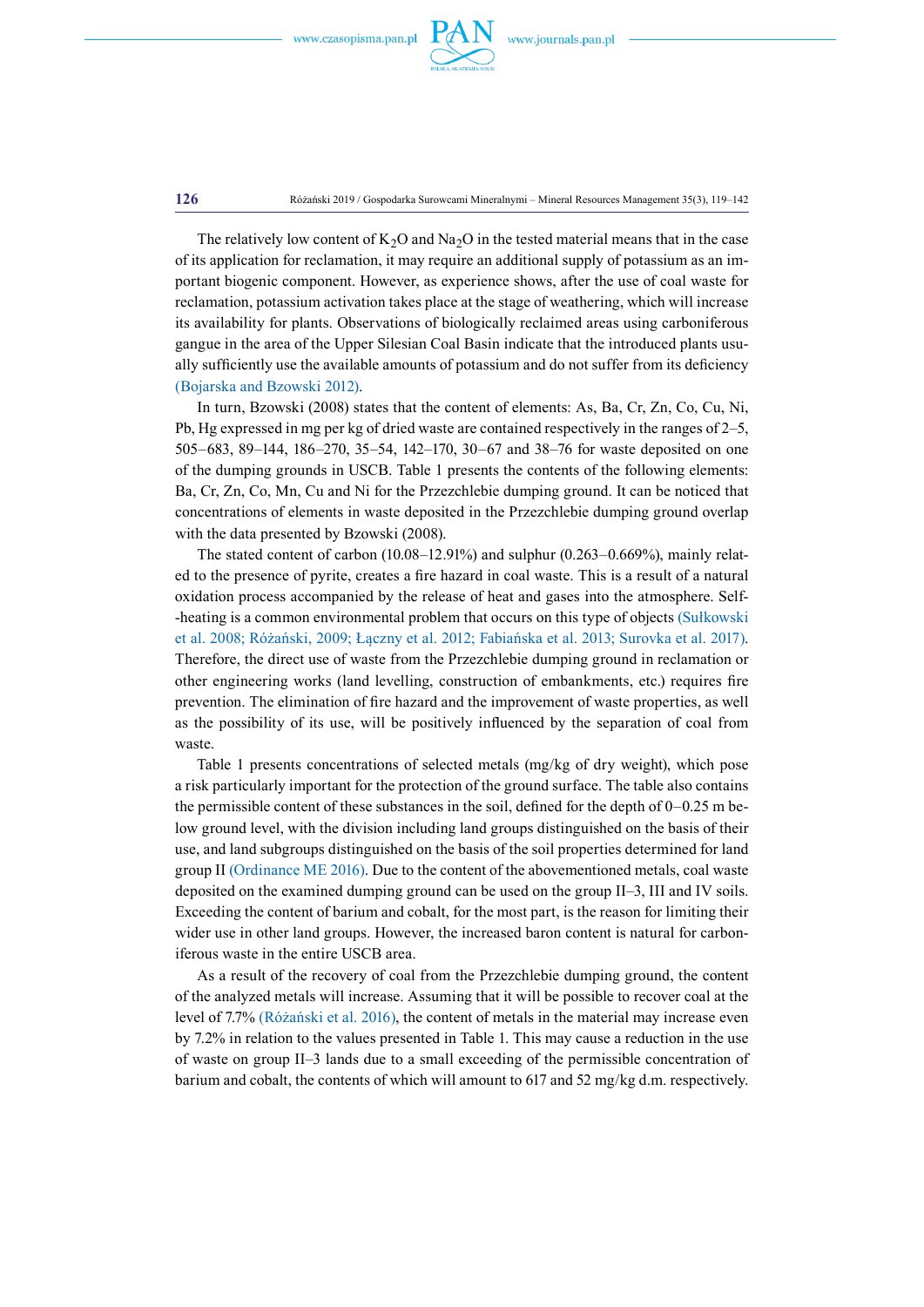The relatively low content of $K_2O$ and $Na_2O$ in the tested material means that in the case of its application for reclamation, it may require an additional supply of potassium as an important biogenic component. However, as experience shows, after the use of coal waste for reclamation, potassium activation takes place at the stage of weathering, which will increase its availability for plants. Observations of biologically reclaimed areas using carboniferous gangue in the area of the Upper Silesian Coal Basin indicate that the introduced plants usually sufficiently use the available amounts of potassium and do not suffer from its deficiency (Bojarska and Bzowski 2012).

In turn, Bzowski (2008) states that the content of elements: As, Ba, Cr, Zn, Co, Cu, Ni, Pb, Hg expressed in mg per kg of dried waste are contained respectively in the ranges of 2–5, 505–683, 89–144, 186–270, 35–54, 142–170, 30–67 and 38–76 for waste deposited on one of the dumping grounds in USCB. Table 1 presents the contents of the following elements: Ba, Cr, Zn, Co, Mn, Cu and Ni for the Przezchlebie dumping ground. It can be noticed that concentrations of elements in waste deposited in the Przezchlebie dumping ground overlap with the data presented by Bzowski (2008).

The stated content of carbon (10.08–12.91%) and sulphur (0.263–0.669%), mainly related to the presence of pyrite, creates a fire hazard in coal waste. This is a result of a natural oxidation process accompanied by the release of heat and gases into the atmosphere. Self-heating is a common environmental problem that occurs on this type of objects (Sułkowski et al. 2008; Różański, 2009; Łączny et al. 2012; Fabiańska et al. 2013; Surovka et al. 2017). Therefore, the direct use of waste from the Przezchlebie dumping ground in reclamation or other engineering works (land levelling, construction of embankments, etc.) requires fire prevention. The elimination of fire hazard and the improvement of waste properties, as well as the possibility of its use, will be positively influenced by the separation of coal from waste.

Table 1 presents concentrations of selected metals (mg/kg of dry weight), which pose a risk particularly important for the protection of the ground surface. The table also contains the permissible content of these substances in the soil, defined for the depth of 0–0.25 m below ground level, with the division including land groups distinguished on the basis of their use, and land subgroups distinguished on the basis of the soil properties determined for land group II (Ordinance ME 2016). Due to the content of the abovementioned metals, coal waste deposited on the examined dumping ground can be used on the group II–3, III and IV soils. Exceeding the content of barium and cobalt, for the most part, is the reason for limiting their wider use in other land groups. However, the increased baron content is natural for carboniferous waste in the entire USCB area.

As a result of the recovery of coal from the Przezchlebie dumping ground, the content of the analyzed metals will increase. Assuming that it will be possible to recover coal at the level of 7.7% (Różański et al. 2016), the content of metals in the material may increase even by 7.2% in relation to the values presented in Table 1. This may cause a reduction in the use of waste on group II–3 lands due to a small exceeding of the permissible concentration of barium and cobalt, the contents of which will amount to 617 and 52 mg/kg d.m. respectively.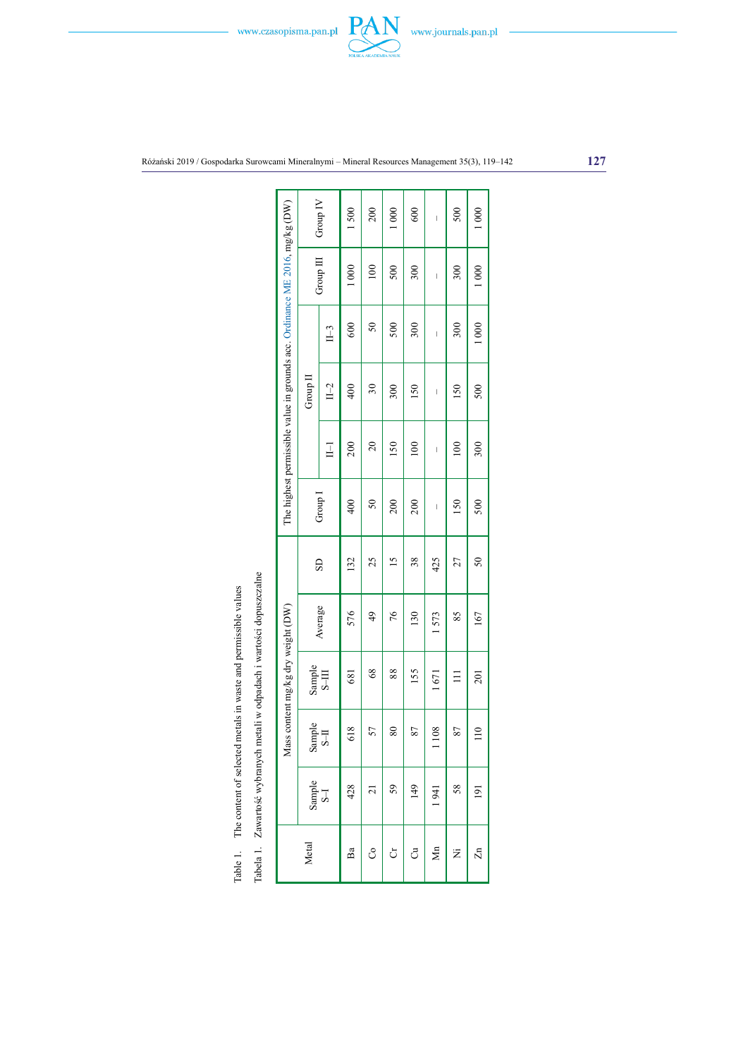Table 1. The content of selected metals in waste and permissible values

Tabela 1. Zawartość wybranych metali w odpadach i wartości dopuszczalne

| Metal | Mass content mg/kg dry weight (DW) | | | | | The highest permissible value in grounds acc. Ordinance ME 2016, mg/kg (DW) | | | | | |
|---|---|---|---|---|---|---|---|---|---|---|---|
| | Sample S–I | Sample S–II | Sample S–III | Average | SD | Group I | Group II | | | Group III | Group IV |
| | | | | | | | II–1 | II–2 | II–3 | | |
| Ba | 428 | 618 | 681 | 576 | 132 | 400 | 200 | 400 | 600 | 1 000 | 1 500 |
| Co | 21 | 57 | 68 | 49 | 25 | 50 | 20 | 30 | 50 | 100 | 200 |
| Cr | 59 | 80 | 88 | 76 | 15 | 200 | 150 | 300 | 500 | 500 | 1 000 |
| Cu | 149 | 87 | 155 | 130 | 38 | 200 | 100 | 150 | 300 | 300 | 600 |
| Mn | 1 941 | 1 108 | 1 671 | 1 573 | 425 | – | – | – | – | – | – |
| Ni | 58 | 87 | 111 | 85 | 27 | 150 | 100 | 150 | 300 | 300 | 500 |
| Zn | 191 | 110 | 201 | 167 | 50 | 500 | 300 | 500 | 1 000 | 1 000 | 1 000 |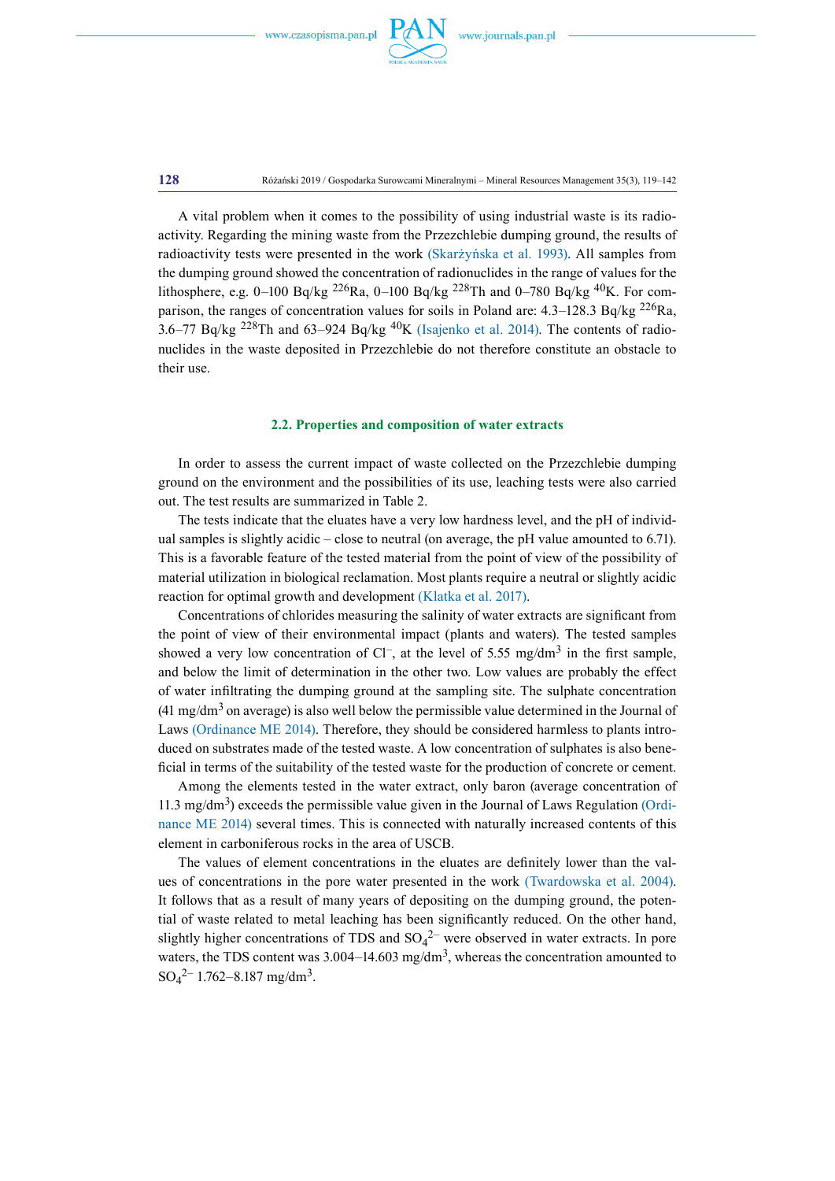A vital problem when it comes to the possibility of using industrial waste is its radioactivity. Regarding the mining waste from the Przezchlebie dumping ground, the results of radioactivity tests were presented in the work (Skarżyńska et al. 1993). All samples from the dumping ground showed the concentration of radionuclides in the range of values for the lithosphere, e.g. 0–100 Bq/kg $^{226}$Ra, 0–100 Bq/kg $^{228}$Th and 0–780 Bq/kg $^{40}$K. For comparison, the ranges of concentration values for soils in Poland are: 4.3–128.3 Bq/kg $^{226}$Ra, 3.6–77 Bq/kg $^{228}$Th and 63–924 Bq/kg $^{40}$K (Isajenko et al. 2014). The contents of radionuclides in the waste deposited in Przezchlebie do not therefore constitute an obstacle to their use.

### 2.2. Properties and composition of water extracts

In order to assess the current impact of waste collected on the Przezchlebie dumping ground on the environment and the possibilities of its use, leaching tests were also carried out. The test results are summarized in Table 2.

The tests indicate that the eluates have a very low hardness level, and the pH of individual samples is slightly acidic – close to neutral (on average, the pH value amounted to 6.71). This is a favorable feature of the tested material from the point of view of the possibility of material utilization in biological reclamation. Most plants require a neutral or slightly acidic reaction for optimal growth and development (Klatka et al. 2017).

Concentrations of chlorides measuring the salinity of water extracts are significant from the point of view of their environmental impact (plants and waters). The tested samples showed a very low concentration of $Cl^-$, at the level of 5.55 mg/dm$^3$ in the first sample, and below the limit of determination in the other two. Low values are probably the effect of water infiltrating the dumping ground at the sampling site. The sulphate concentration (41 mg/dm$^3$ on average) is also well below the permissible value determined in the Journal of Laws (Ordinance ME 2014). Therefore, they should be considered harmless to plants introduced on substrates made of the tested waste. A low concentration of sulphates is also beneficial in terms of the suitability of the tested waste for the production of concrete or cement.

Among the elements tested in the water extract, only baron (average concentration of 11.3 mg/dm$^3$) exceeds the permissible value given in the Journal of Laws Regulation (Ordinance ME 2014) several times. This is connected with naturally increased contents of this element in carboniferous rocks in the area of USCB.

The values of element concentrations in the eluates are definitely lower than the values of concentrations in the pore water presented in the work (Twardowska et al. 2004). It follows that as a result of many years of depositing on the dumping ground, the potential of waste related to metal leaching has been significantly reduced. On the other hand, slightly higher concentrations of TDS and $SO_4^{2-}$ were observed in water extracts. In pore waters, the TDS content was 3.004–14.603 mg/dm$^3$, whereas the concentration amounted to $SO_4^{2-}$ 1.762–8.187 mg/dm$^3$.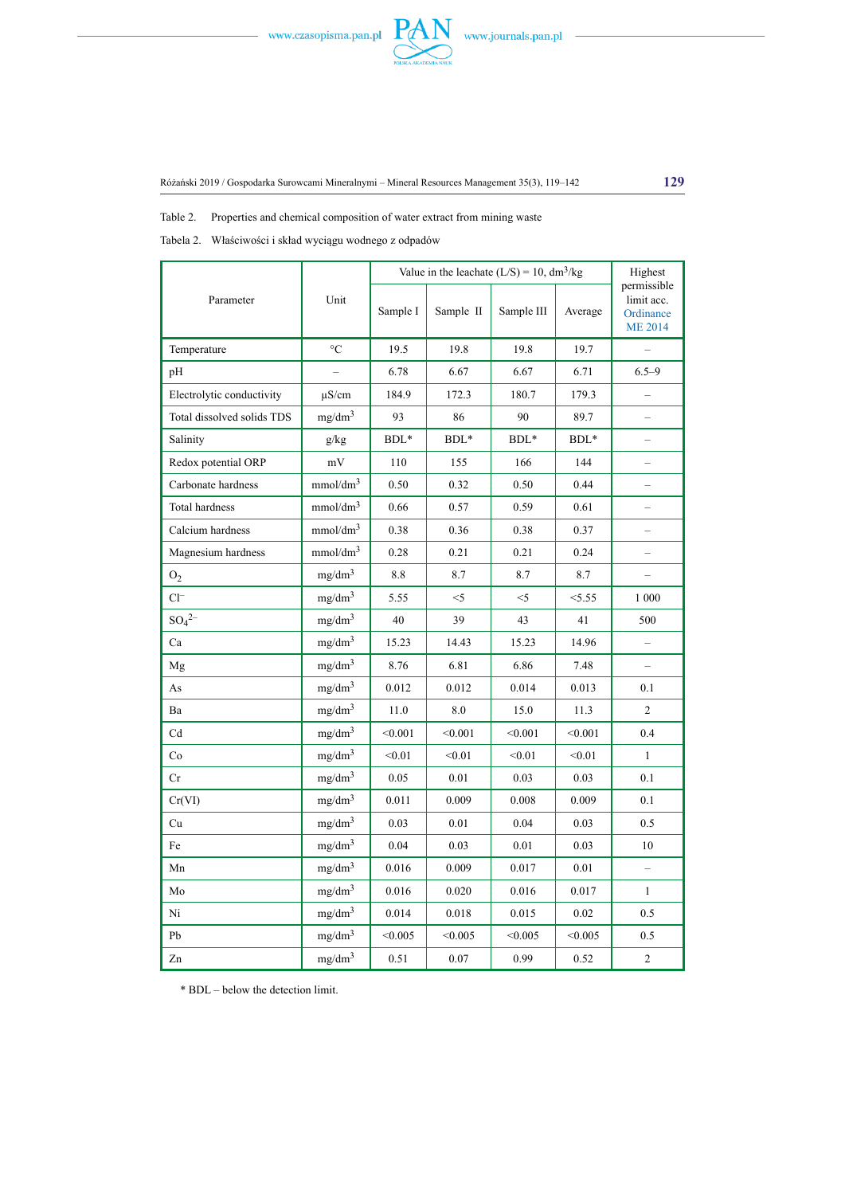Table 2. Properties and chemical composition of water extract from mining waste

Tabela 2. Właściwości i skład wyciągu wodnego z odpadów

| Parameter | Unit | Value in the leachate (L/S) = 10, $dm^3/kg$ | | | | Highest permissible limit acc. Ordinance ME 2014 |
|---|---|---|---|---|---|---|
| | | Sample I | Sample II | Sample III | Average | |
| Temperature | °C | 19.5 | 19.8 | 19.8 | 19.7 | – |
| pH | – | 6.78 | 6.67 | 6.67 | 6.71 | 6.5–9 |
| Electrolytic conductivity | µS/cm | 184.9 | 172.3 | 180.7 | 179.3 | – |
| Total dissolved solids TDS | $mg/dm^3$ | 93 | 86 | 90 | 89.7 | – |
| Salinity | g/kg | BDL* | BDL* | BDL* | BDL* | – |
| Redox potential ORP | mV | 110 | 155 | 166 | 144 | – |
| Carbonate hardness | $mmol/dm^3$ | 0.50 | 0.32 | 0.50 | 0.44 | – |
| Total hardness | $mmol/dm^3$ | 0.66 | 0.57 | 0.59 | 0.61 | – |
| Calcium hardness | $mmol/dm^3$ | 0.38 | 0.36 | 0.38 | 0.37 | – |
| Magnesium hardness | $mmol/dm^3$ | 0.28 | 0.21 | 0.21 | 0.24 | – |
| $O_2$ | $mg/dm^3$ | 8.8 | 8.7 | 8.7 | 8.7 | – |
| $Cl^-$ | $mg/dm^3$ | 5.55 | <5 | <5 | <5.55 | 1 000 |
| $SO_4^{2-}$ | $mg/dm^3$ | 40 | 39 | 43 | 41 | 500 |
| Ca | $mg/dm^3$ | 15.23 | 14.43 | 15.23 | 14.96 | – |
| Mg | $mg/dm^3$ | 8.76 | 6.81 | 6.86 | 7.48 | – |
| As | $mg/dm^3$ | 0.012 | 0.012 | 0.014 | 0.013 | 0.1 |
| Ba | $mg/dm^3$ | 11.0 | 8.0 | 15.0 | 11.3 | 2 |
| Cd | $mg/dm^3$ | <0.001 | <0.001 | <0.001 | <0.001 | 0.4 |
| Co | $mg/dm^3$ | <0.01 | <0.01 | <0.01 | <0.01 | 1 |
| Cr | $mg/dm^3$ | 0.05 | 0.01 | 0.03 | 0.03 | 0.1 |
| Cr(VI) | $mg/dm^3$ | 0.011 | 0.009 | 0.008 | 0.009 | 0.1 |
| Cu | $mg/dm^3$ | 0.03 | 0.01 | 0.04 | 0.03 | 0.5 |
| Fe | $mg/dm^3$ | 0.04 | 0.03 | 0.01 | 0.03 | 10 |
| Mn | $mg/dm^3$ | 0.016 | 0.009 | 0.017 | 0.01 | – |
| Mo | $mg/dm^3$ | 0.016 | 0.020 | 0.016 | 0.017 | 1 |
| Ni | $mg/dm^3$ | 0.014 | 0.018 | 0.015 | 0.02 | 0.5 |
| Pb | $mg/dm^3$ | <0.005 | <0.005 | <0.005 | <0.005 | 0.5 |
| Zn | $mg/dm^3$ | 0.51 | 0.07 | 0.99 | 0.52 | 2 |

* BDL – below the detection limit.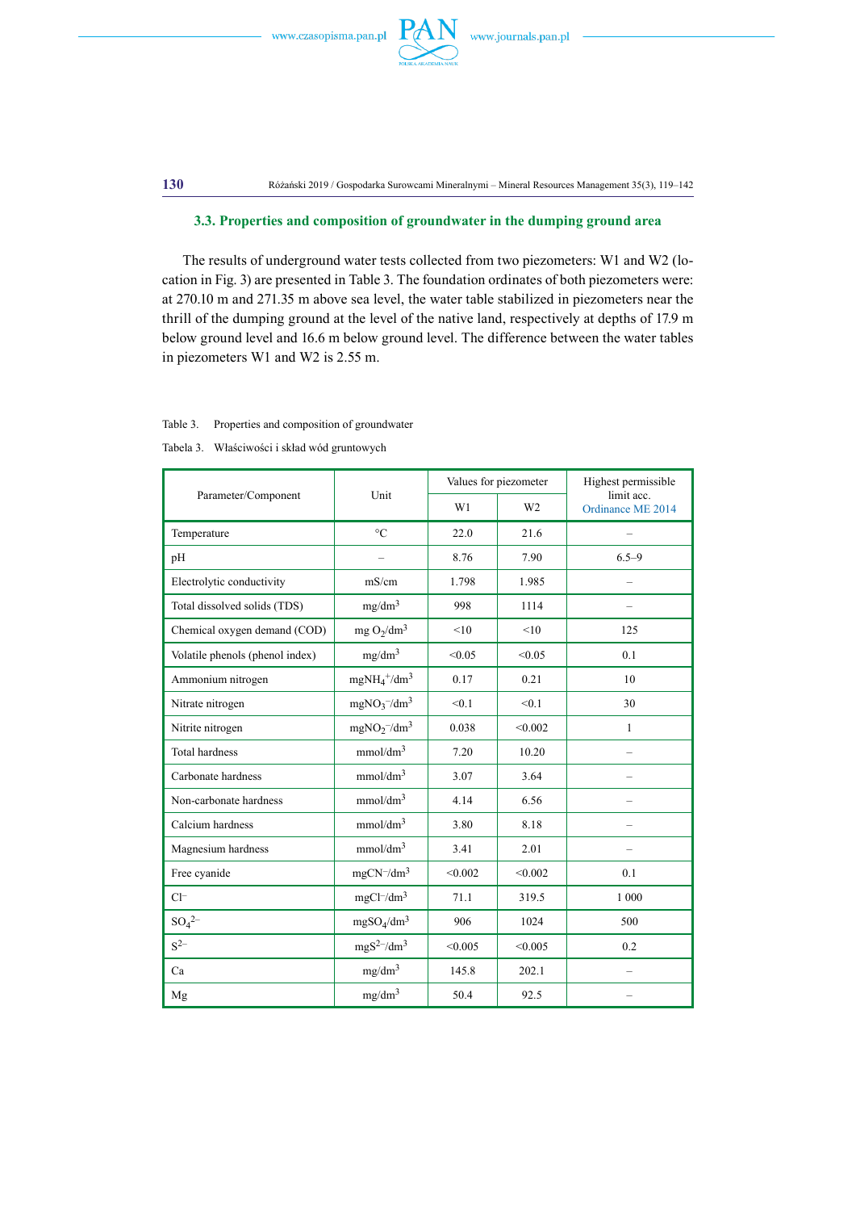### 3.3. Properties and composition of groundwater in the dumping ground area

The results of underground water tests collected from two piezometers: W1 and W2 (location in Fig. 3) are presented in Table 3. The foundation ordinates of both piezometers were: at 270.10 m and 271.35 m above sea level, the water table stabilized in piezometers near the thrill of the dumping ground at the level of the native land, respectively at depths of 17.9 m below ground level and 16.6 m below ground level. The difference between the water tables in piezometers W1 and W2 is 2.55 m.

Table 3. Properties and composition of groundwater

Tabela 3. Właściwości i skład wód gruntowych

| Parameter/Component | Unit | Values for piezometer | | Highest permissible limit acc. Ordinance ME 2014 |
|---|---|---|---|---|
| | | W1 | W2 | |
| Temperature | °C | 22.0 | 21.6 | – |
| pH | – | 8.76 | 7.90 | 6.5–9 |
| Electrolytic conductivity | mS/cm | 1.798 | 1.985 | – |
| Total dissolved solids (TDS) | $mg/dm^3$ | 998 | 1114 | – |
| Chemical oxygen demand (COD) | $mg\ O_2/dm^3$ | <10 | <10 | 125 |
| Volatile phenols (phenol index) | $mg/dm^3$ | <0.05 | <0.05 | 0.1 |
| Ammonium nitrogen | $mgNH_4^+/dm^3$ | 0.17 | 0.21 | 10 |
| Nitrate nitrogen | $mgNO_3^-/dm^3$ | <0.1 | <0.1 | 30 |
| Nitrite nitrogen | $mgNO_2^-/dm^3$ | 0.038 | <0.002 | 1 |
| Total hardness | $mmol/dm^3$ | 7.20 | 10.20 | – |
| Carbonate hardness | $mmol/dm^3$ | 3.07 | 3.64 | – |
| Non-carbonate hardness | $mmol/dm^3$ | 4.14 | 6.56 | – |
| Calcium hardness | $mmol/dm^3$ | 3.80 | 8.18 | – |
| Magnesium hardness | $mmol/dm^3$ | 3.41 | 2.01 | – |
| Free cyanide | $mgCN^-/dm^3$ | <0.002 | <0.002 | 0.1 |
| $Cl^-$ | $mgCl^-/dm^3$ | 71.1 | 319.5 | 1 000 |
| $SO_4^{2-}$ | $mgSO_4/dm^3$ | 906 | 1024 | 500 |
| $S^{2-}$ | $mgS^{2-}/dm^3$ | <0.005 | <0.005 | 0.2 |
| Ca | $mg/dm^3$ | 145.8 | 202.1 | – |
| Mg | $mg/dm^3$ | 50.4 | 92.5 | – |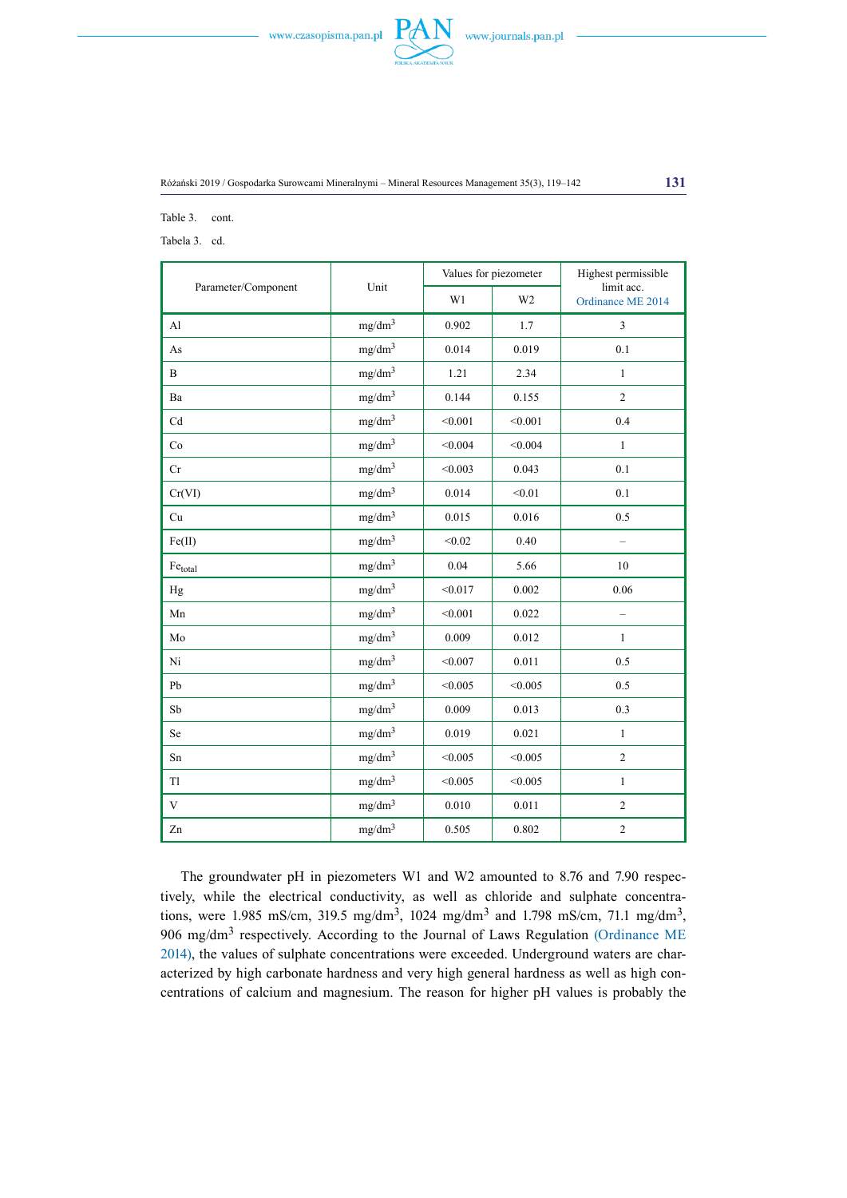Table 3. cont.

Tabela 3. cd.

| Parameter/Component | Unit | Values for piezometer | | Highest permissible limit acc. Ordinance ME 2014 |
|---|---|---|---|---|
| | | W1 | W2 | |
| Al | mg/dm$^3$ | 0.902 | 1.7 | 3 |
| As | mg/dm$^3$ | 0.014 | 0.019 | 0.1 |
| B | mg/dm$^3$ | 1.21 | 2.34 | 1 |
| Ba | mg/dm$^3$ | 0.144 | 0.155 | 2 |
| Cd | mg/dm$^3$ | <0.001 | <0.001 | 0.4 |
| Co | mg/dm$^3$ | <0.004 | <0.004 | 1 |
| Cr | mg/dm$^3$ | <0.003 | 0.043 | 0.1 |
| Cr(VI) | mg/dm$^3$ | 0.014 | <0.01 | 0.1 |
| Cu | mg/dm$^3$ | 0.015 | 0.016 | 0.5 |
| Fe(II) | mg/dm$^3$ | <0.02 | 0.40 | – |
| $Fe_{total}$ | mg/dm$^3$ | 0.04 | 5.66 | 10 |
| Hg | mg/dm$^3$ | <0.017 | 0.002 | 0.06 |
| Mn | mg/dm$^3$ | <0.001 | 0.022 | – |
| Mo | mg/dm$^3$ | 0.009 | 0.012 | 1 |
| Ni | mg/dm$^3$ | <0.007 | 0.011 | 0.5 |
| Pb | mg/dm$^3$ | <0.005 | <0.005 | 0.5 |
| Sb | mg/dm$^3$ | 0.009 | 0.013 | 0.3 |
| Se | mg/dm$^3$ | 0.019 | 0.021 | 1 |
| Sn | mg/dm$^3$ | <0.005 | <0.005 | 2 |
| Tl | mg/dm$^3$ | <0.005 | <0.005 | 1 |
| V | mg/dm$^3$ | 0.010 | 0.011 | 2 |
| Zn | mg/dm$^3$ | 0.505 | 0.802 | 2 |

The groundwater pH in piezometers W1 and W2 amounted to 8.76 and 7.90 respectively, while the electrical conductivity, as well as chloride and sulphate concentrations, were 1.985 mS/cm, 319.5 mg/dm$^3$, 1024 mg/dm$^3$ and 1.798 mS/cm, 71.1 mg/dm$^3$, 906 mg/dm$^3$ respectively. According to the Journal of Laws Regulation (Ordinance ME 2014), the values of sulphate concentrations were exceeded. Underground waters are characterized by high carbonate hardness and very high general hardness as well as high concentrations of calcium and magnesium. The reason for higher pH values is probably the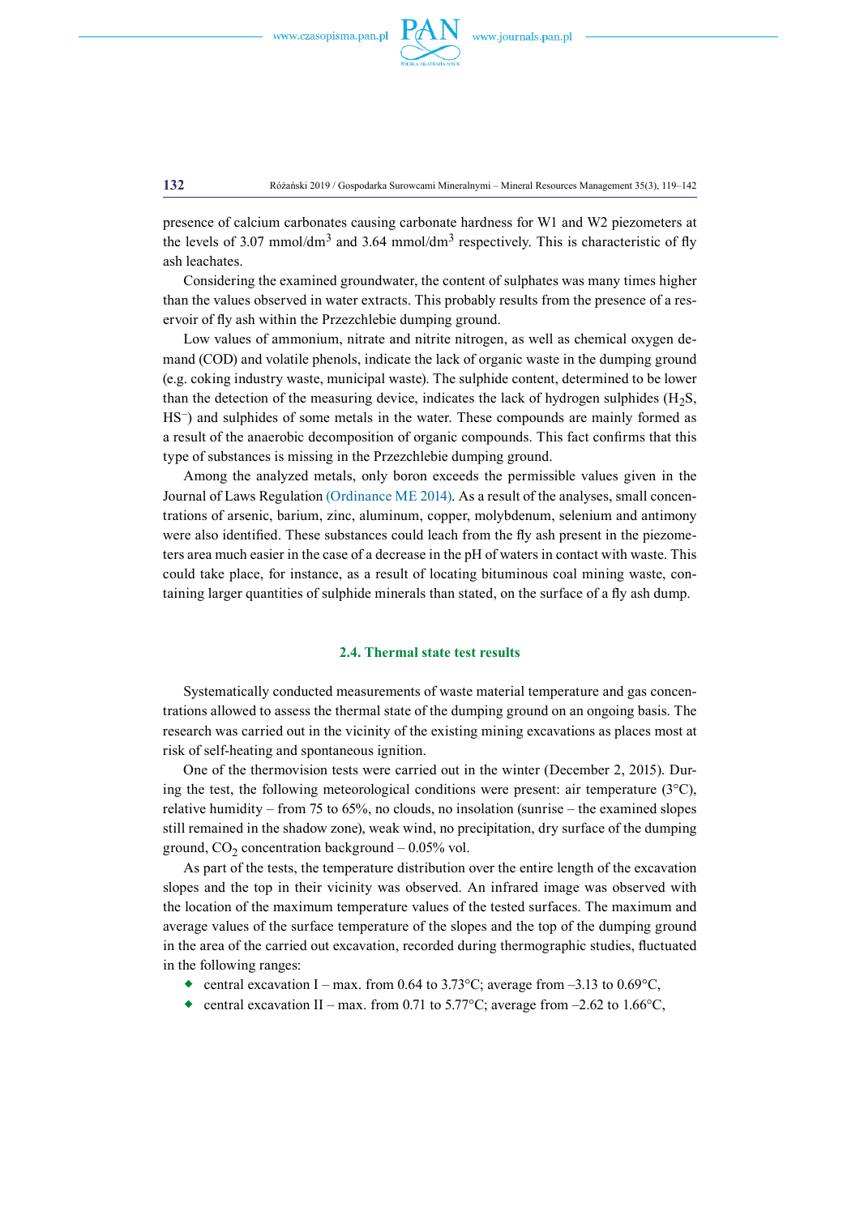presence of calcium carbonates causing carbonate hardness for W1 and W2 piezometers at the levels of 3.07 mmol/dm$^3$ and 3.64 mmol/dm$^3$ respectively. This is characteristic of fly ash leachates.

Considering the examined groundwater, the content of sulphates was many times higher than the values observed in water extracts. This probably results from the presence of a reservoir of fly ash within the Przezchlebie dumping ground.

Low values of ammonium, nitrate and nitrite nitrogen, as well as chemical oxygen demand (COD) and volatile phenols, indicate the lack of organic waste in the dumping ground (e.g. coking industry waste, municipal waste). The sulphide content, determined to be lower than the detection of the measuring device, indicates the lack of hydrogen sulphides ($H_2S$, $HS^-$) and sulphides of some metals in the water. These compounds are mainly formed as a result of the anaerobic decomposition of organic compounds. This fact confirms that this type of substances is missing in the Przezchlebie dumping ground.

Among the analyzed metals, only boron exceeds the permissible values given in the Journal of Laws Regulation (Ordinance ME 2014). As a result of the analyses, small concentrations of arsenic, barium, zinc, aluminum, copper, molybdenum, selenium and antimony were also identified. These substances could leach from the fly ash present in the piezometers area much easier in the case of a decrease in the pH of waters in contact with waste. This could take place, for instance, as a result of locating bituminous coal mining waste, containing larger quantities of sulphide minerals than stated, on the surface of a fly ash dump.

### 2.4. Thermal state test results

Systematically conducted measurements of waste material temperature and gas concentrations allowed to assess the thermal state of the dumping ground on an ongoing basis. The research was carried out in the vicinity of the existing mining excavations as places most at risk of self-heating and spontaneous ignition.

One of the thermovision tests were carried out in the winter (December 2, 2015). During the test, the following meteorological conditions were present: air temperature (3°C), relative humidity – from 75 to 65%, no clouds, no insolation (sunrise – the examined slopes still remained in the shadow zone), weak wind, no precipitation, dry surface of the dumping ground, $CO_2$ concentration background – 0.05% vol.

As part of the tests, the temperature distribution over the entire length of the excavation slopes and the top in their vicinity was observed. An infrared image was observed with the location of the maximum temperature values of the tested surfaces. The maximum and average values of the surface temperature of the slopes and the top of the dumping ground in the area of the carried out excavation, recorded during thermographic studies, fluctuated in the following ranges:

- central excavation I – max. from 0.64 to 3.73°C; average from –3.13 to 0.69°C,
- central excavation II – max. from 0.71 to 5.77°C; average from –2.62 to 1.66°C,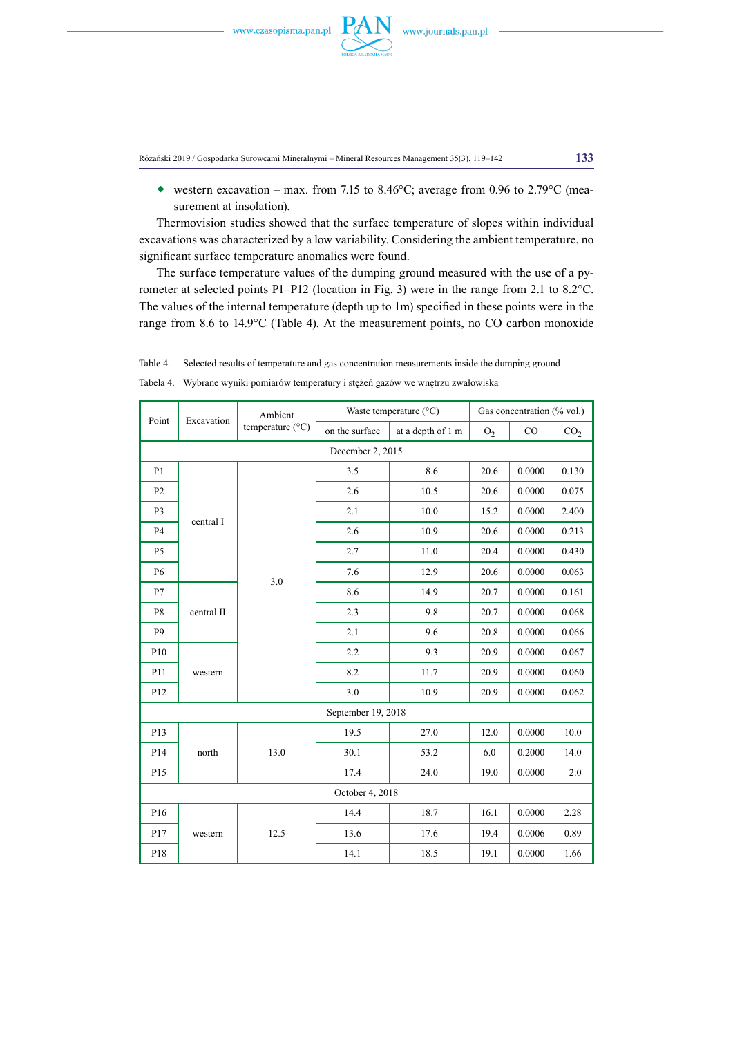- western excavation – max. from 7.15 to 8.46°C; average from 0.96 to 2.79°C (measurement at insolation).

Thermovision studies showed that the surface temperature of slopes within individual excavations was characterized by a low variability. Considering the ambient temperature, no significant surface temperature anomalies were found.

The surface temperature values of the dumping ground measured with the use of a pyrometer at selected points P1–P12 (location in Fig. 3) were in the range from 2.1 to 8.2°C. The values of the internal temperature (depth up to 1m) specified in these points were in the range from 8.6 to 14.9°C (Table 4). At the measurement points, no CO carbon monoxide

Table 4. Selected results of temperature and gas concentration measurements inside the dumping ground

Tabela 4. Wybrane wyniki pomiarów temperatury i stężeń gazów we wnętrzu zwałowiska

| Point | Excavation | Ambient temperature (°C) | Waste temperature (°C) | | Gas concentration (% vol.) | | |
|---|---|---|---|---|---|---|---|
| | | | on the surface | at a depth of 1 m | $O_2$ | CO | $CO_2$ |
| December 2, 2015 | | | | | | | |
| P1 | central I | 3.0 | 3.5 | 8.6 | 20.6 | 0.0000 | 0.130 |
| P2 | | | 2.6 | 10.5 | 20.6 | 0.0000 | 0.075 |
| P3 | | | 2.1 | 10.0 | 15.2 | 0.0000 | 2.400 |
| P4 | | | 2.6 | 10.9 | 20.6 | 0.0000 | 0.213 |
| P5 | | | 2.7 | 11.0 | 20.4 | 0.0000 | 0.430 |
| P6 | | | 7.6 | 12.9 | 20.6 | 0.0000 | 0.063 |
| P7 | central II | | 8.6 | 14.9 | 20.7 | 0.0000 | 0.161 |
| P8 | | | 2.3 | 9.8 | 20.7 | 0.0000 | 0.068 |
| P9 | | | 2.1 | 9.6 | 20.8 | 0.0000 | 0.066 |
| P10 | western | | 2.2 | 9.3 | 20.9 | 0.0000 | 0.067 |
| P11 | | | 8.2 | 11.7 | 20.9 | 0.0000 | 0.060 |
| P12 | | | 3.0 | 10.9 | 20.9 | 0.0000 | 0.062 |
| September 19, 2018 | | | | | | | |
| P13 | north | 13.0 | 19.5 | 27.0 | 12.0 | 0.0000 | 10.0 |
| P14 | | | 30.1 | 53.2 | 6.0 | 0.2000 | 14.0 |
| P15 | | | 17.4 | 24.0 | 19.0 | 0.0000 | 2.0 |
| October 4, 2018 | | | | | | | |
| P16 | western | 12.5 | 14.4 | 18.7 | 16.1 | 0.0000 | 2.28 |
| P17 | | | 13.6 | 17.6 | 19.4 | 0.0006 | 0.89 |
| P18 | | | 14.1 | 18.5 | 19.1 | 0.0000 | 1.66 |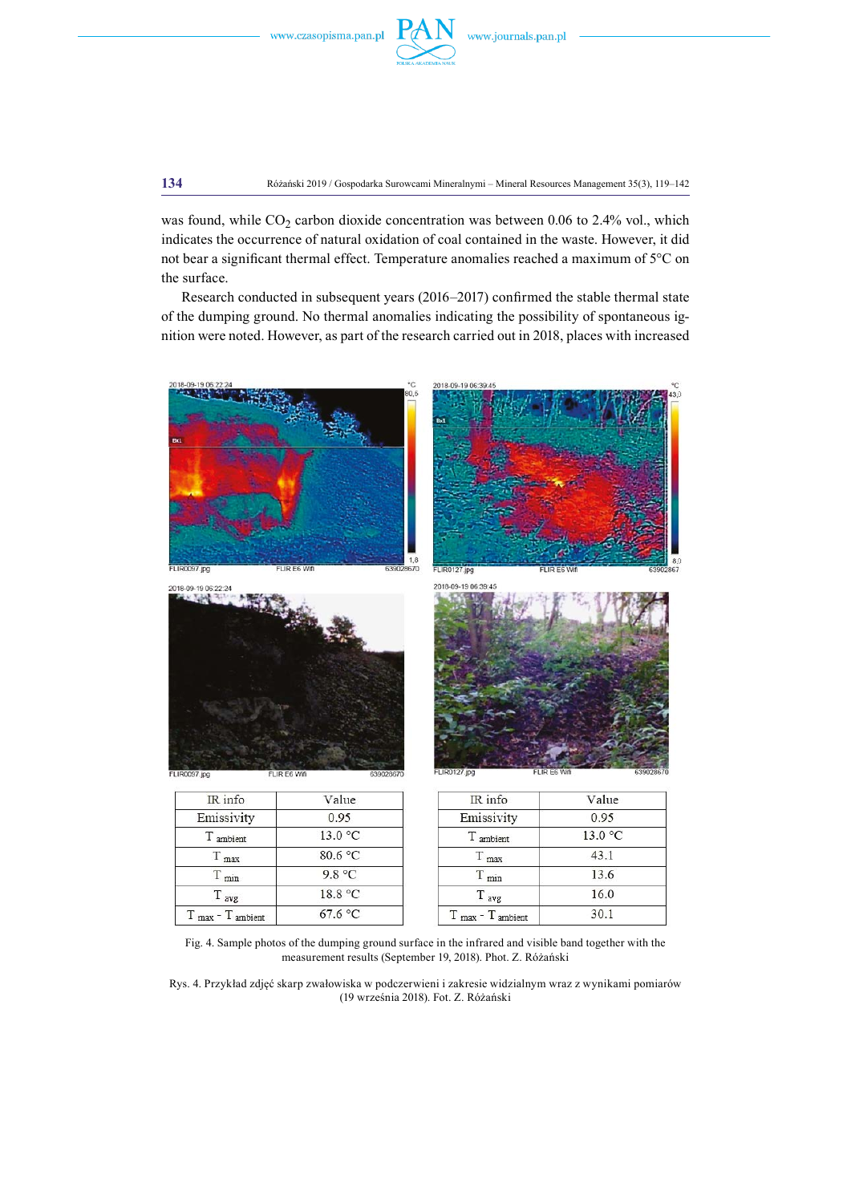was found, while $CO_2$ carbon dioxide concentration was between 0.06 to 2.4% vol., which indicates the occurrence of natural oxidation of coal contained in the waste. However, it did not bear a significant thermal effect. Temperature anomalies reached a maximum of 5°C on the surface.

Research conducted in subsequent years (2016–2017) confirmed the stable thermal state of the dumping ground. No thermal anomalies indicating the possibility of spontaneous ignition were noted. However, as part of the research carried out in 2018, places with increased

| IR info | Value |
|---|---|
| Emissivity | 0.95 |
| $T_{ambient}$ | 13.0 °C |
| $T_{max}$ | 80.6 °C |
| $T_{min}$ | 9.8 °C |
| $T_{avg}$ | 18.8 °C |
| $T_{max} - T_{ambient}$ | 67.6 °C |

| IR info | Value |
|---|---|
| Emissivity | 0.95 |
| $T_{ambient}$ | 13.0 °C |
| $T_{max}$ | 43.1 |
| $T_{min}$ | 13.6 |
| $T_{avg}$ | 16.0 |
| $T_{max} - T_{ambient}$ | 30.1 |

Fig. 4. Sample photos of the dumping ground surface in the infrared and visible band together with the measurement results (September 19, 2018). Phot. Z. Różański

Rys. 4. Przykład zdjęć skarp zwałowiska w podczerwieni i zakresie widzialnym wraz z wynikami pomiarów (19 września 2018). Fot. Z. Różański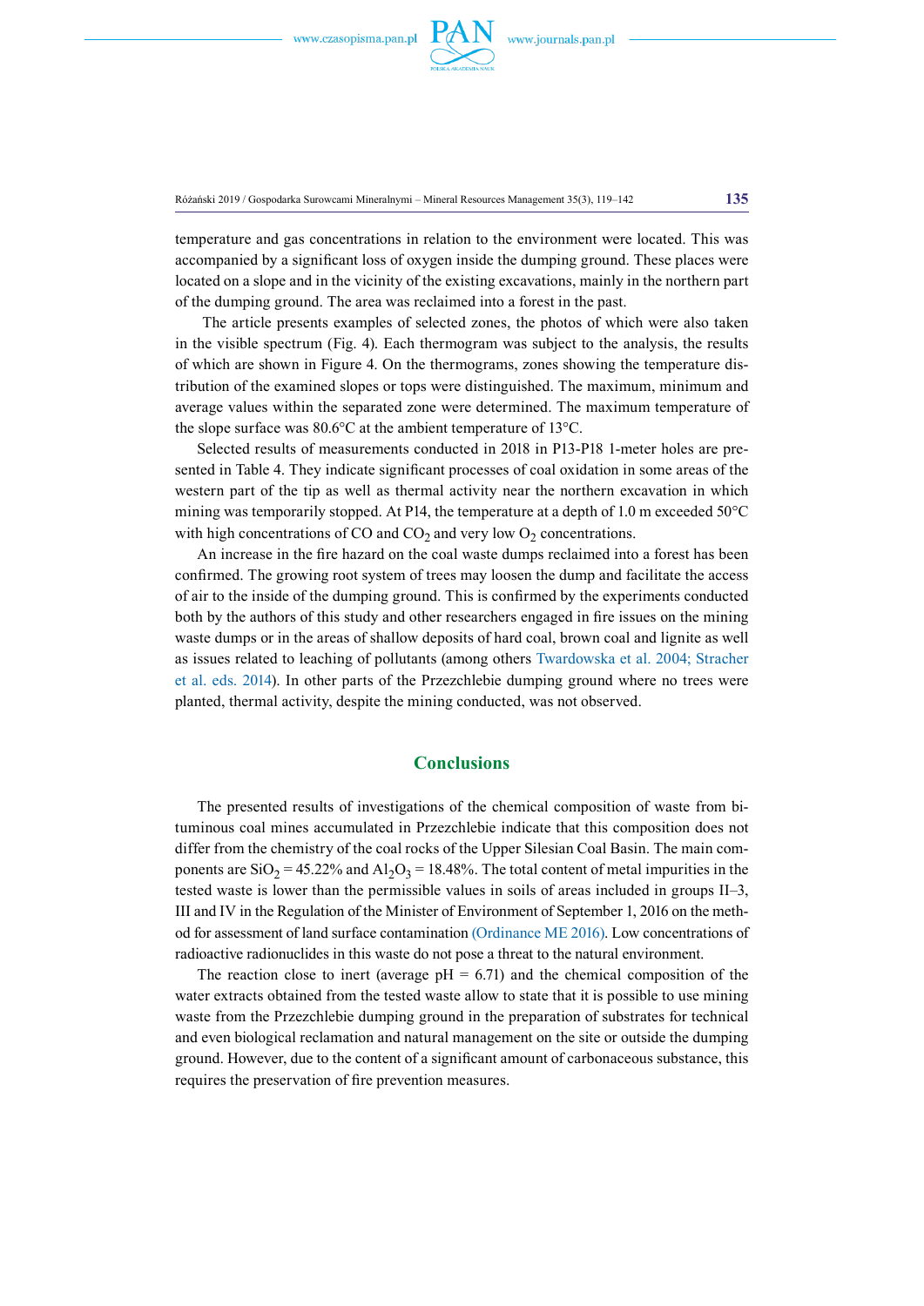temperature and gas concentrations in relation to the environment were located. This was accompanied by a significant loss of oxygen inside the dumping ground. These places were located on a slope and in the vicinity of the existing excavations, mainly in the northern part of the dumping ground. The area was reclaimed into a forest in the past.

The article presents examples of selected zones, the photos of which were also taken in the visible spectrum (Fig. 4). Each thermogram was subject to the analysis, the results of which are shown in Figure 4. On the thermograms, zones showing the temperature distribution of the examined slopes or tops were distinguished. The maximum, minimum and average values within the separated zone were determined. The maximum temperature of the slope surface was 80.6°C at the ambient temperature of 13°C.

Selected results of measurements conducted in 2018 in P13-P18 1-meter holes are presented in Table 4. They indicate significant processes of coal oxidation in some areas of the western part of the tip as well as thermal activity near the northern excavation in which mining was temporarily stopped. At P14, the temperature at a depth of 1.0 m exceeded 50°C with high concentrations of CO and $CO_2$ and very low $O_2$ concentrations.

An increase in the fire hazard on the coal waste dumps reclaimed into a forest has been confirmed. The growing root system of trees may loosen the dump and facilitate the access of air to the inside of the dumping ground. This is confirmed by the experiments conducted both by the authors of this study and other researchers engaged in fire issues on the mining waste dumps or in the areas of shallow deposits of hard coal, brown coal and lignite as well as issues related to leaching of pollutants (among others Twardowska et al. 2004; Stracher et al. eds. 2014). In other parts of the Przezchlebie dumping ground where no trees were planted, thermal activity, despite the mining conducted, was not observed.

## Conclusions

The presented results of investigations of the chemical composition of waste from bituminous coal mines accumulated in Przezchlebie indicate that this composition does not differ from the chemistry of the coal rocks of the Upper Silesian Coal Basin. The main components are $SiO_2$ = 45.22% and $Al_2O_3$ = 18.48%. The total content of metal impurities in the tested waste is lower than the permissible values in soils of areas included in groups II–3, III and IV in the Regulation of the Minister of Environment of September 1, 2016 on the method for assessment of land surface contamination (Ordinance ME 2016). Low concentrations of radioactive radionuclides in this waste do not pose a threat to the natural environment.

The reaction close to inert (average pH = 6.71) and the chemical composition of the water extracts obtained from the tested waste allow to state that it is possible to use mining waste from the Przezchlebie dumping ground in the preparation of substrates for technical and even biological reclamation and natural management on the site or outside the dumping ground. However, due to the content of a significant amount of carbonaceous substance, this requires the preservation of fire prevention measures.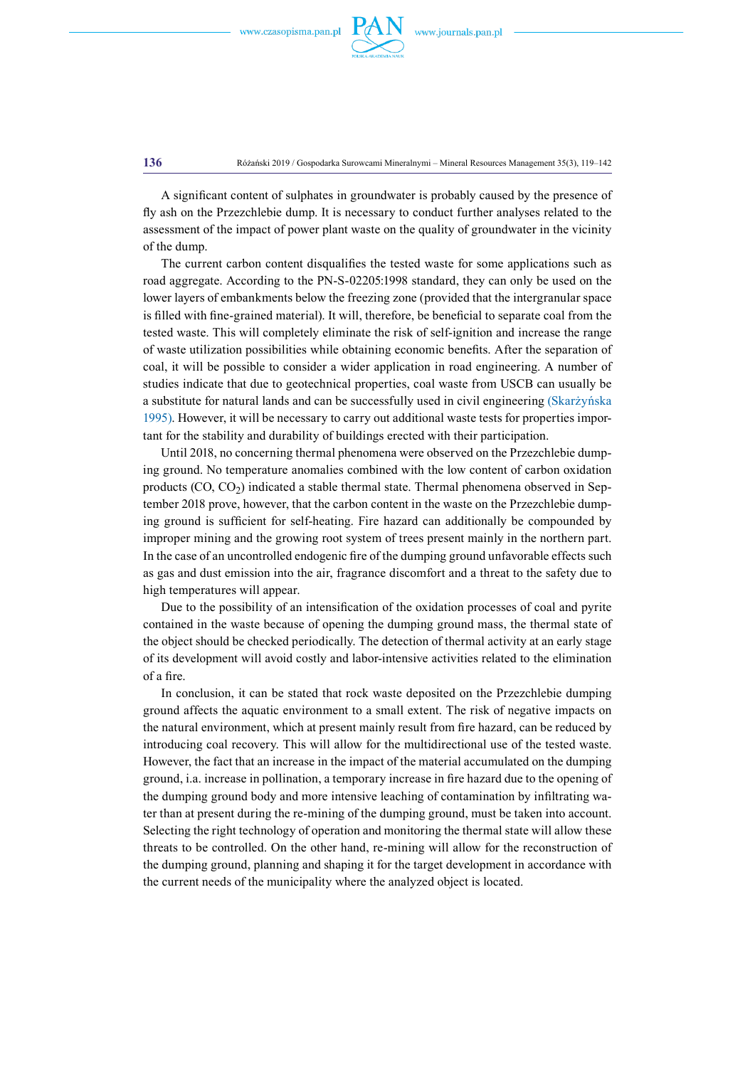A significant content of sulphates in groundwater is probably caused by the presence of fly ash on the Przezchlebie dump. It is necessary to conduct further analyses related to the assessment of the impact of power plant waste on the quality of groundwater in the vicinity of the dump.

The current carbon content disqualifies the tested waste for some applications such as road aggregate. According to the PN-S-02205:1998 standard, they can only be used on the lower layers of embankments below the freezing zone (provided that the intergranular space is filled with fine-grained material). It will, therefore, be beneficial to separate coal from the tested waste. This will completely eliminate the risk of self-ignition and increase the range of waste utilization possibilities while obtaining economic benefits. After the separation of coal, it will be possible to consider a wider application in road engineering. A number of studies indicate that due to geotechnical properties, coal waste from USCB can usually be a substitute for natural lands and can be successfully used in civil engineering (Skarżyńska 1995). However, it will be necessary to carry out additional waste tests for properties important for the stability and durability of buildings erected with their participation.

Until 2018, no concerning thermal phenomena were observed on the Przezchlebie dumping ground. No temperature anomalies combined with the low content of carbon oxidation products ($CO$, $CO_2$) indicated a stable thermal state. Thermal phenomena observed in September 2018 prove, however, that the carbon content in the waste on the Przezchlebie dumping ground is sufficient for self-heating. Fire hazard can additionally be compounded by improper mining and the growing root system of trees present mainly in the northern part. In the case of an uncontrolled endogenic fire of the dumping ground unfavorable effects such as gas and dust emission into the air, fragrance discomfort and a threat to the safety due to high temperatures will appear.

Due to the possibility of an intensification of the oxidation processes of coal and pyrite contained in the waste because of opening the dumping ground mass, the thermal state of the object should be checked periodically. The detection of thermal activity at an early stage of its development will avoid costly and labor-intensive activities related to the elimination of a fire.

In conclusion, it can be stated that rock waste deposited on the Przezchlebie dumping ground affects the aquatic environment to a small extent. The risk of negative impacts on the natural environment, which at present mainly result from fire hazard, can be reduced by introducing coal recovery. This will allow for the multidirectional use of the tested waste. However, the fact that an increase in the impact of the material accumulated on the dumping ground, i.a. increase in pollination, a temporary increase in fire hazard due to the opening of the dumping ground body and more intensive leaching of contamination by infiltrating water than at present during the re-mining of the dumping ground, must be taken into account. Selecting the right technology of operation and monitoring the thermal state will allow these threats to be controlled. On the other hand, re-mining will allow for the reconstruction of the dumping ground, planning and shaping it for the target development in accordance with the current needs of the municipality where the analyzed object is located.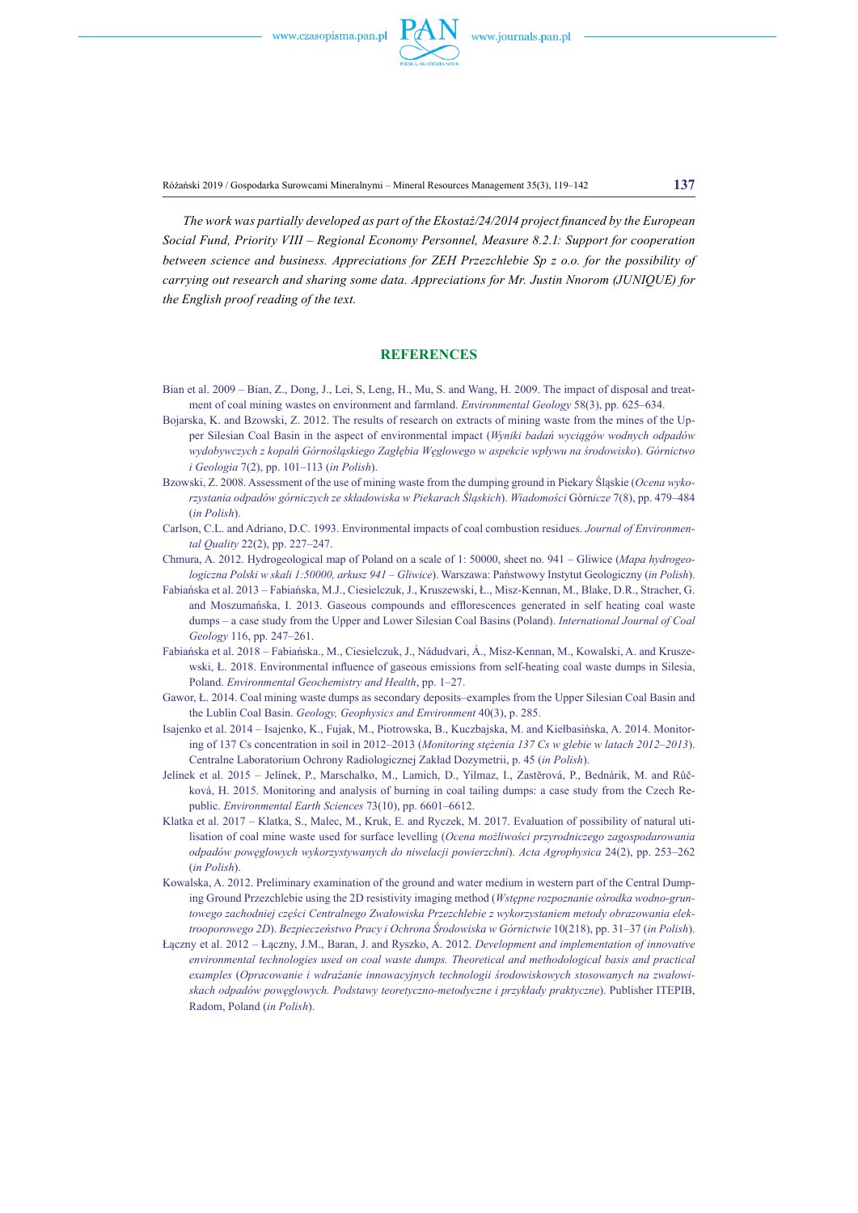*The work was partially developed as part of the Ekostaż/24/2014 project financed by the European Social Fund, Priority VIII – Regional Economy Personnel, Measure 8.2.1: Support for cooperation between science and business. Appreciations for ZEH Przezchlebie Sp z o.o. for the possibility of carrying out research and sharing some data. Appreciations for Mr. Justin Nnorom (JUNIQUE) for the English proof reading of the text.*

## REFERENCES

Bian et al. 2009 – Bian, Z., Dong, J., Lei, S, Leng, H., Mu, S. and Wang, H. 2009. The impact of disposal and treatment of coal mining wastes on environment and farmland. *Environmental Geology* 58(3), pp. 625–634.

Bojarska, K. and Bzowski, Z. 2012. The results of research on extracts of mining waste from the mines of the Upper Silesian Coal Basin in the aspect of environmental impact (*Wyniki badań wyciągów wodnych odpadów wydobywczych z kopalń Górnośląskiego Zagłębia Węglowego w aspekcie wpływu na środowisko*). *Górnictwo i Geologia* 7(2), pp. 101–113 (*in Polish*).

Bzowski, Z. 2008. Assessment of the use of mining waste from the dumping ground in Piekary Śląskie (*Ocena wykorzystania odpadów górniczych ze składowiska w Piekarach Śląskich*). *Wiadomości* Górnicze 7(8), pp. 479–484 (*in Polish*).

Carlson, C.L. and Adriano, D.C. 1993. Environmental impacts of coal combustion residues. *Journal of Environmental Quality* 22(2), pp. 227–247.

Chmura, A. 2012. Hydrogeological map of Poland on a scale of 1: 50000, sheet no. 941 – Gliwice (*Mapa hydrogeologiczna Polski w skali 1:50000, arkusz 941 – Gliwice*). Warszawa: Państwowy Instytut Geologiczny (*in Polish*).

Fabiańska et al. 2013 – Fabiańska, M.J., Ciesielczuk, J., Kruszewski, Ł., Misz-Kennan, M., Blake, D.R., Stracher, G. and Moszumańska, I. 2013. Gaseous compounds and efflorescences generated in self heating coal waste dumps – a case study from the Upper and Lower Silesian Coal Basins (Poland). *International Journal of Coal Geology* 116, pp. 247–261.

Fabiańska et al. 2018 – Fabiańska., M., Ciesielczuk, J., Nádudvari, Á., Misz-Kennan, M., Kowalski, A. and Kruszewski, Ł. 2018. Environmental influence of gaseous emissions from self-heating coal waste dumps in Silesia, Poland. *Environmental Geochemistry and Health*, pp. 1–27.

Gawor, Ł. 2014. Coal mining waste dumps as secondary deposits–examples from the Upper Silesian Coal Basin and the Lublin Coal Basin. *Geology, Geophysics and Environment* 40(3), p. 285.

Isajenko et al. 2014 – Isajenko, K., Fujak, M., Piotrowska, B., Kuczbajska, M. and Kiełbasińska, A. 2014. Monitoring of 137 Cs concentration in soil in 2012–2013 (*Monitoring stężenia 137 Cs w glebie w latach 2012–2013*). Centralne Laboratorium Ochrony Radiologicznej Zakład Dozymetrii, p. 45 (*in Polish*).

Jelínek et al. 2015 – Jelínek, P., Marschalko, M., Lamich, D., Yilmaz, I., Zastěrová, P., Bednárik, M. and Růčková, H. 2015. Monitoring and analysis of burning in coal tailing dumps: a case study from the Czech Republic. *Environmental Earth Sciences* 73(10), pp. 6601–6612.

Klatka et al. 2017 – Klatka, S., Malec, M., Kruk, E. and Ryczek, M. 2017. Evaluation of possibility of natural utilisation of coal mine waste used for surface levelling (*Ocena możliwości przyrodniczego zagospodarowania odpadów powęglowych wykorzystywanych do niwelacji powierzchni*). *Acta Agrophysica* 24(2), pp. 253–262 (*in Polish*).

Kowalska, A. 2012. Preliminary examination of the ground and water medium in western part of the Central Dumping Ground Przezchlebie using the 2D resistivity imaging method (*Wstępne rozpoznanie ośrodka wodno-gruntowego zachodniej części Centralnego Zwałowiska Przezchlebie z wykorzystaniem metody obrazowania elektrooporowego 2D*). *Bezpieczeństwo Pracy i Ochrona Środowiska w Górnictwie* 10(218), pp. 31–37 (*in Polish*).

Łączny et al. 2012 – Łączny, J.M., Baran, J. and Ryszko, A. 2012. *Development and implementation of innovative environmental technologies used on coal waste dumps. Theoretical and methodological basis and practical examples* (*Opracowanie i wdrażanie innowacyjnych technologii środowiskowych stosowanych na zwałowiskach odpadów powęglowych. Podstawy teoretyczno-metodyczne i przykłady praktyczne*). Publisher ITEPIB, Radom, Poland (*in Polish*).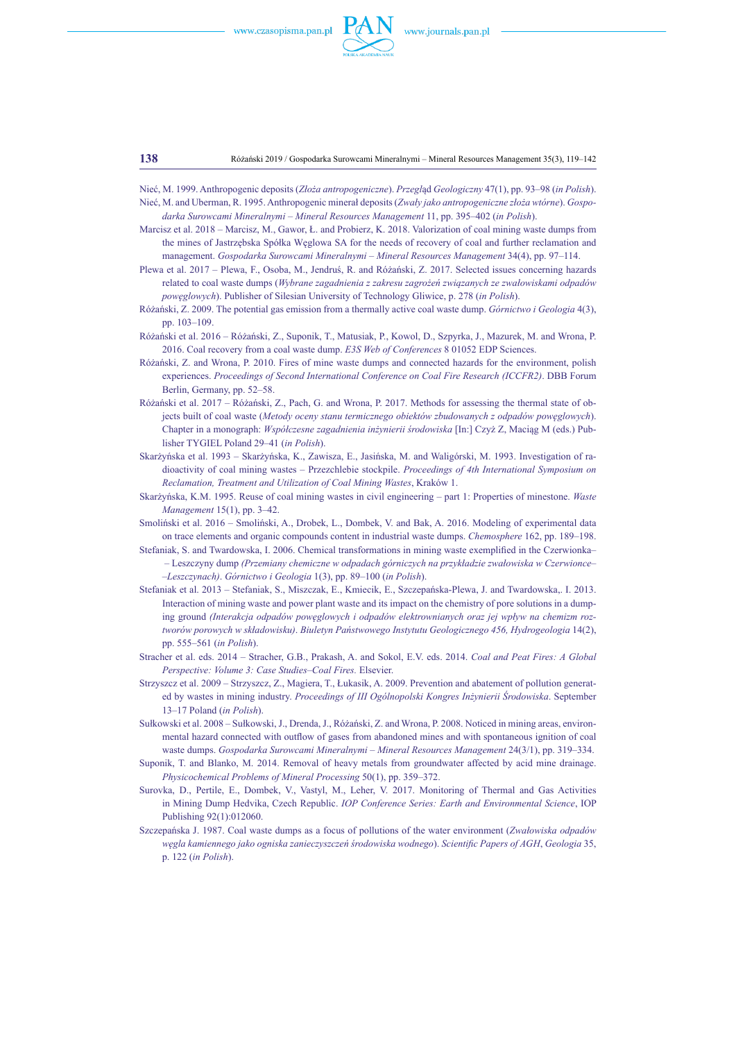Nieć, M. 1999. Anthropogenic deposits (*Złoża antropogeniczne*). *Przegląd Geologiczny* 47(1), pp. 93–98 (*in Polish*).

Nieć, M. and Uberman, R. 1995. Anthropogenic mineral deposits (*Zwały jako antropogeniczne złoża wtórne*). *Gospodarka Surowcami Mineralnymi – Mineral Resources Management* 11, pp. 395–402 (*in Polish*).

Marcisz et al. 2018 – Marcisz, M., Gawor, Ł. and Probierz, K. 2018. Valorization of coal mining waste dumps from the mines of Jastrzębska Spółka Węglowa SA for the needs of recovery of coal and further reclamation and management. *Gospodarka Surowcami Mineralnymi – Mineral Resources Management* 34(4), pp. 97–114.

Plewa et al. 2017 – Plewa, F., Osoba, M., Jendruś, R. and Różański, Z. 2017. Selected issues concerning hazards related to coal waste dumps (*Wybrane zagadnienia z zakresu zagrożeń związanych ze zwałowiskami odpadów powęglowych*). Publisher of Silesian University of Technology Gliwice, p. 278 (*in Polish*).

Różański, Z. 2009. The potential gas emission from a thermally active coal waste dump. *Górnictwo i Geologia* 4(3), pp. 103–109.

Różański et al. 2016 – Różański, Z., Suponik, T., Matusiak, P., Kowol, D., Szpyrka, J., Mazurek, M. and Wrona, P. 2016. Coal recovery from a coal waste dump. *E3S Web of Conferences* 8 01052 EDP Sciences.

Różański, Z. and Wrona, P. 2010. Fires of mine waste dumps and connected hazards for the environment, polish experiences. *Proceedings of Second International Conference on Coal Fire Research (ICCFR2)*. DBB Forum Berlin, Germany, pp. 52–58.

Różański et al. 2017 – Różański, Z., Pach, G. and Wrona, P. 2017. Methods for assessing the thermal state of objects built of coal waste (*Metody oceny stanu termicznego obiektów zbudowanych z odpadów powęglowych*). Chapter in a monograph: *Współczesne zagadnienia inżynierii środowiska* [In:] Czyż Z, Maciąg M (eds.) Publisher TYGIEL Poland 29–41 (*in Polish*).

Skarżyńska et al. 1993 – Skarżyńska, K., Zawisza, E., Jasińska, M. and Waligórski, M. 1993. Investigation of radioactivity of coal mining wastes – Przezchlebie stockpile. *Proceedings of 4th International Symposium on Reclamation, Treatment and Utilization of Coal Mining Wastes*, Kraków 1.

Skarżyńska, K.M. 1995. Reuse of coal mining wastes in civil engineering – part 1: Properties of minestone. *Waste Management* 15(1), pp. 3–42.

Smoliński et al. 2016 – Smoliński, A., Drobek, L., Dombek, V. and Bak, A. 2016. Modeling of experimental data on trace elements and organic compounds content in industrial waste dumps. *Chemosphere* 162, pp. 189–198.

Stefaniak, S. and Twardowska, I. 2006. Chemical transformations in mining waste exemplified in the Czerwionka– – Leszczyny dump *(Przemiany chemiczne w odpadach górniczych na przykładzie zwałowiska w Czerwionce– –Leszczynach)*. *Górnictwo i Geologia* 1(3), pp. 89–100 (*in Polish*).

Stefaniak et al. 2013 – Stefaniak, S., Miszczak, E., Kmiecik, E., Szczepańska-Plewa, J. and Twardowska,. I. 2013. Interaction of mining waste and power plant waste and its impact on the chemistry of pore solutions in a dumping ground *(Interakcja odpadów powęglowych i odpadów elektrownianych oraz jej wpływ na chemizm roztworów porowych w składowisku)*. *Biuletyn Państwowego Instytutu Geologicznego 456, Hydrogeologia* 14(2), pp. 555–561 (*in Polish*).

Stracher et al. eds. 2014 – Stracher, G.B., Prakash, A. and Sokol, E.V. eds. 2014. *Coal and Peat Fires: A Global Perspective: Volume 3: Case Studies–Coal Fires.* Elsevier.

Strzyszcz et al. 2009 – Strzyszcz, Z., Magiera, T., Łukasik, A. 2009. Prevention and abatement of pollution generated by wastes in mining industry. *Proceedings of III Ogólnopolski Kongres Inżynierii Środowiska*. September 13–17 Poland (*in Polish*).

Sułkowski et al. 2008 – Sułkowski, J., Drenda, J., Różański, Z. and Wrona, P. 2008. Noticed in mining areas, environmental hazard connected with outflow of gases from abandoned mines and with spontaneous ignition of coal waste dumps. *Gospodarka Surowcami Mineralnymi – Mineral Resources Management* 24(3/1), pp. 319–334.

Suponik, T. and Blanko, M. 2014. Removal of heavy metals from groundwater affected by acid mine drainage. *Physicochemical Problems of Mineral Processing* 50(1), pp. 359–372.

Surovka, D., Pertile, E., Dombek, V., Vastyl, M., Leher, V. 2017. Monitoring of Thermal and Gas Activities in Mining Dump Hedvika, Czech Republic. *IOP Conference Series: Earth and Environmental Science*, IOP Publishing 92(1):012060.

Szczepańska J. 1987. Coal waste dumps as a focus of pollutions of the water environment (*Zwałowiska odpadów węgla kamiennego jako ogniska zanieczyszczeń środowiska wodnego*). *Scientific Papers of AGH*, *Geologia* 35, p. 122 (*in Polish*).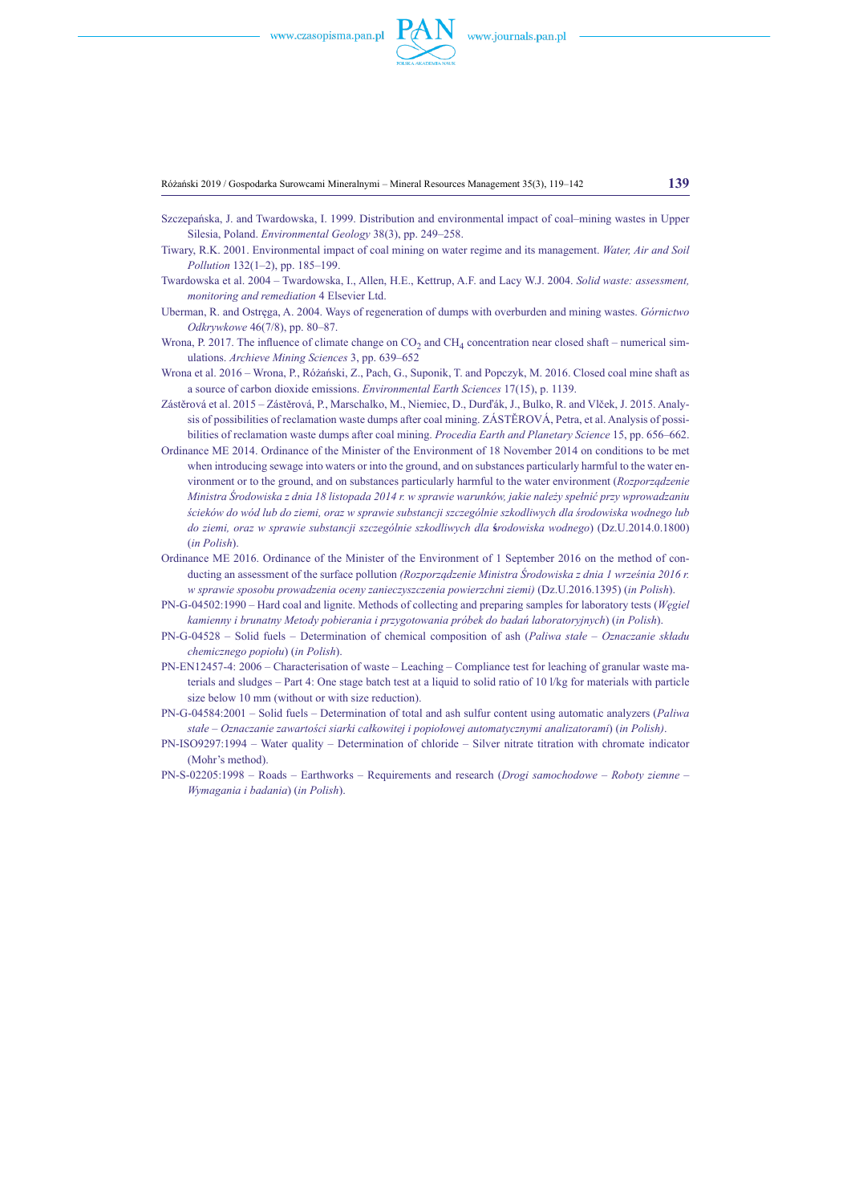Szczepańska, J. and Twardowska, I. 1999. Distribution and environmental impact of coal–mining wastes in Upper Silesia, Poland. *Environmental Geology* 38(3), pp. 249–258.

Tiwary, R.K. 2001. Environmental impact of coal mining on water regime and its management. *Water, Air and Soil Pollution* 132(1–2), pp. 185–199.

Twardowska et al. 2004 – Twardowska, I., Allen, H.E., Kettrup, A.F. and Lacy W.J. 2004. *Solid waste: assessment, monitoring and remediation* 4 Elsevier Ltd.

Uberman, R. and Ostręga, A. 2004. Ways of regeneration of dumps with overburden and mining wastes. *Górnictwo Odkrywkowe* 46(7/8), pp. 80–87.

Wrona, P. 2017. The influence of climate change on $CO_2$ and $CH_4$ concentration near closed shaft – numerical simulations. *Archieve Mining Sciences* 3, pp. 639–652

Wrona et al. 2016 – Wrona, P., Różański, Z., Pach, G., Suponik, T. and Popczyk, M. 2016. Closed coal mine shaft as a source of carbon dioxide emissions. *Environmental Earth Sciences* 17(15), p. 1139.

Zástěrová et al. 2015 – Zástěrová, P., Marschalko, M., Niemiec, D., Durďák, J., Bulko, R. and Vlček, J. 2015. Analysis of possibilities of reclamation waste dumps after coal mining. ZÁSTĚROVÁ, Petra, et al. Analysis of possibilities of reclamation waste dumps after coal mining. *Procedia Earth and Planetary Science* 15, pp. 656–662.

Ordinance ME 2014. Ordinance of the Minister of the Environment of 18 November 2014 on conditions to be met when introducing sewage into waters or into the ground, and on substances particularly harmful to the water environment or to the ground, and on substances particularly harmful to the water environment (*Rozporządzenie Ministra Środowiska z dnia 18 listopada 2014 r. w sprawie warunków, jakie należy spełnić przy wprowadzaniu ścieków do wód lub do ziemi, oraz w sprawie substancji szczególnie szkodliwych dla środowiska wodnego lub do ziemi, oraz w sprawie substancji szczególnie szkodliwych dla środowiska wodnego*) (Dz.U.2014.0.1800) (*in Polish*).

Ordinance ME 2016. Ordinance of the Minister of the Environment of 1 September 2016 on the method of conducting an assessment of the surface pollution *(Rozporządzenie Ministra Środowiska z dnia 1 września 2016 r. w sprawie sposobu prowadzenia oceny zanieczyszczenia powierzchni ziemi)* (Dz.U.2016.1395) (*in Polish*).

PN-G-04502:1990 – Hard coal and lignite. Methods of collecting and preparing samples for laboratory tests (*Węgiel kamienny i brunatny Metody pobierania i przygotowania próbek do badań laboratoryjnych*) (*in Polish*).

PN-G-04528 – Solid fuels – Determination of chemical composition of ash (*Paliwa stałe – Oznaczanie składu chemicznego popiołu*) (*in Polish*).

PN-EN12457-4: 2006 – Characterisation of waste – Leaching – Compliance test for leaching of granular waste materials and sludges – Part 4: One stage batch test at a liquid to solid ratio of 10 l/kg for materials with particle size below 10 mm (without or with size reduction).

PN-G-04584:2001 – Solid fuels – Determination of total and ash sulfur content using automatic analyzers (*Paliwa stałe – Oznaczanie zawartości siarki całkowitej i popiołowej automatycznymi analizatorami*) (*in Polish)*.

PN-ISO9297:1994 – Water quality – Determination of chloride – Silver nitrate titration with chromate indicator (Mohr's method).

PN-S-02205:1998 – Roads – Earthworks – Requirements and research (*Drogi samochodowe – Roboty ziemne – Wymagania i badania*) (*in Polish*).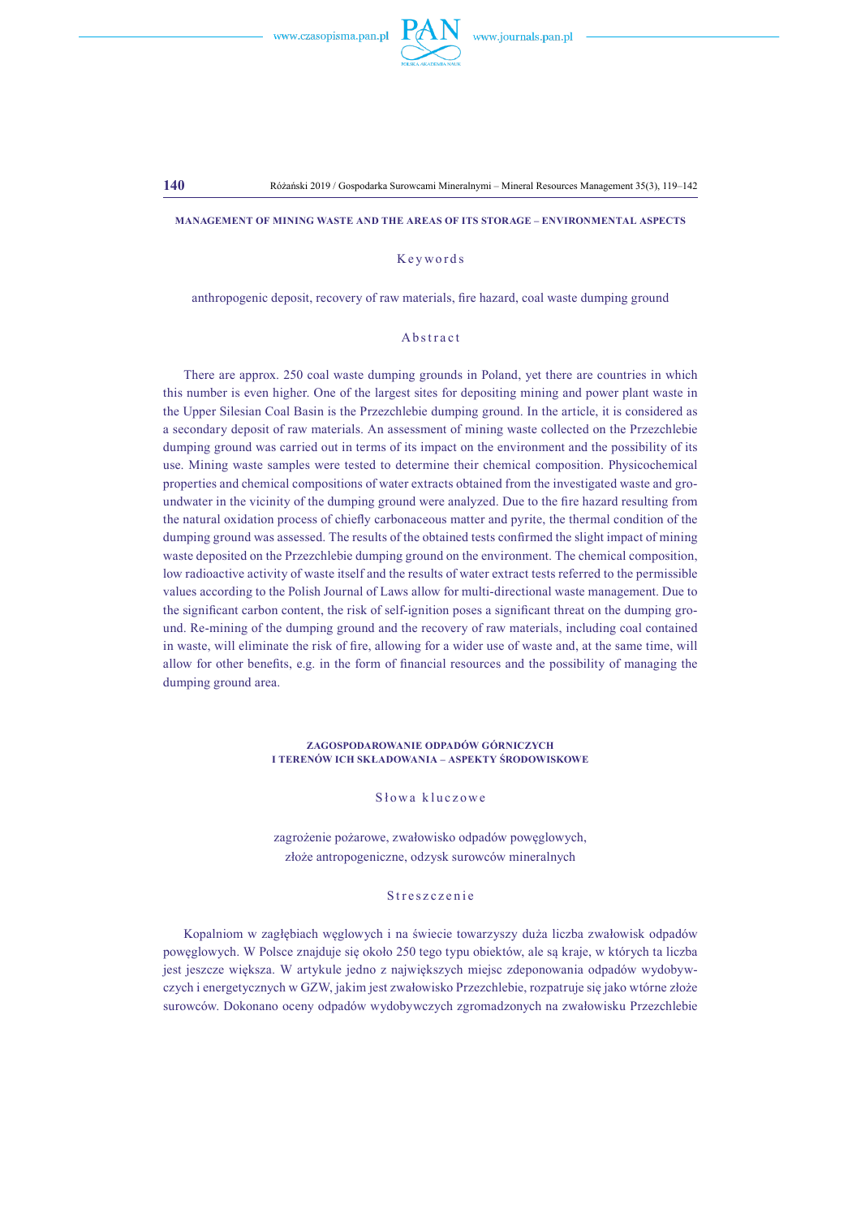## MANAGEMENT OF MINING WASTE AND THE AREAS OF ITS STORAGE – ENVIRONMENTAL ASPECTS

### Keywords

anthropogenic deposit, recovery of raw materials, fire hazard, coal waste dumping ground

### Abstract

There are approx. 250 coal waste dumping grounds in Poland, yet there are countries in which this number is even higher. One of the largest sites for depositing mining and power plant waste in the Upper Silesian Coal Basin is the Przezchlebie dumping ground. In the article, it is considered as a secondary deposit of raw materials. An assessment of mining waste collected on the Przezchlebie dumping ground was carried out in terms of its impact on the environment and the possibility of its use. Mining waste samples were tested to determine their chemical composition. Physicochemical properties and chemical compositions of water extracts obtained from the investigated waste and groundwater in the vicinity of the dumping ground were analyzed. Due to the fire hazard resulting from the natural oxidation process of chiefly carbonaceous matter and pyrite, the thermal condition of the dumping ground was assessed. The results of the obtained tests confirmed the slight impact of mining waste deposited on the Przezchlebie dumping ground on the environment. The chemical composition, low radioactive activity of waste itself and the results of water extract tests referred to the permissible values according to the Polish Journal of Laws allow for multi-directional waste management. Due to the significant carbon content, the risk of self-ignition poses a significant threat on the dumping ground. Re-mining of the dumping ground and the recovery of raw materials, including coal contained in waste, will eliminate the risk of fire, allowing for a wider use of waste and, at the same time, will allow for other benefits, e.g. in the form of financial resources and the possibility of managing the dumping ground area.

## ZAGOSPODAROWANIE ODPADÓW GÓRNICZYCH I TERENÓW ICH SKŁADOWANIA – ASPEKTY ŚRODOWISKOWE

### Słowa kluczowe

zagrożenie pożarowe, zwałowisko odpadów powęglowych, złoże antropogeniczne, odzysk surowców mineralnych

### Streszczenie

Kopalniom w zagłębiach węglowych i na świecie towarzyszy duża liczba zwałowisk odpadów powęglowych. W Polsce znajduje się około 250 tego typu obiektów, ale są kraje, w których ta liczba jest jeszcze większa. W artykule jedno z największych miejsc zdeponowania odpadów wydobywczych i energetycznych w GZW, jakim jest zwałowisko Przezchlebie, rozpatruje się jako wtórne złoże surowców. Dokonano oceny odpadów wydobywczych zgromadzonych na zwałowisku Przezchlebie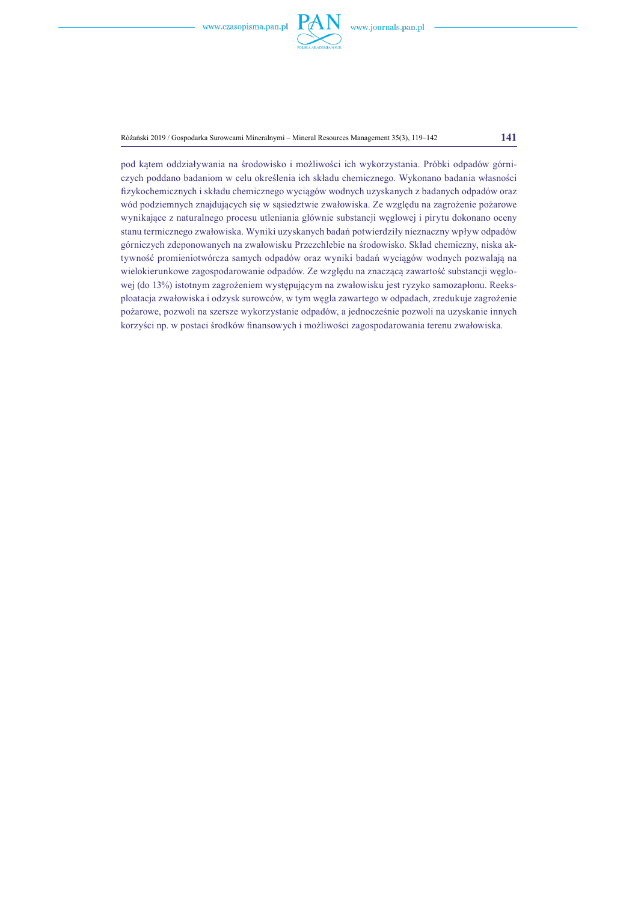pod kątem oddziaływania na środowisko i możliwości ich wykorzystania. Próbki odpadów górniczych poddano badaniom w celu określenia ich składu chemicznego. Wykonano badania własności fizykochemicznych i składu chemicznego wyciągów wodnych uzyskanych z badanych odpadów oraz wód podziemnych znajdujących się w sąsiedztwie zwałowiska. Ze względu na zagrożenie pożarowe wynikające z naturalnego procesu utleniania głównie substancji węglowej i pirytu dokonano oceny stanu termicznego zwałowiska. Wyniki uzyskanych badań potwierdziły nieznaczny wpływ odpadów górniczych zdeponowanych na zwałowisku Przezchlebie na środowisko. Skład chemiczny, niska aktywność promieniotwórcza samych odpadów oraz wyniki badań wyciągów wodnych pozwalają na wielokierunkowe zagospodarowanie odpadów. Ze względu na znaczącą zawartość substancji węglowej (do 13%) istotnym zagrożeniem występującym na zwałowisku jest ryzyko samozapłonu. Reeksploatacja zwałowiska i odzysk surowców, w tym węgla zawartego w odpadach, zredukuje zagrożenie pożarowe, pozwoli na szersze wykorzystanie odpadów, a jednocześnie pozwoli na uzyskanie innych korzyści np. w postaci środków finansowych i możliwości zagospodarowania terenu zwałowiska.